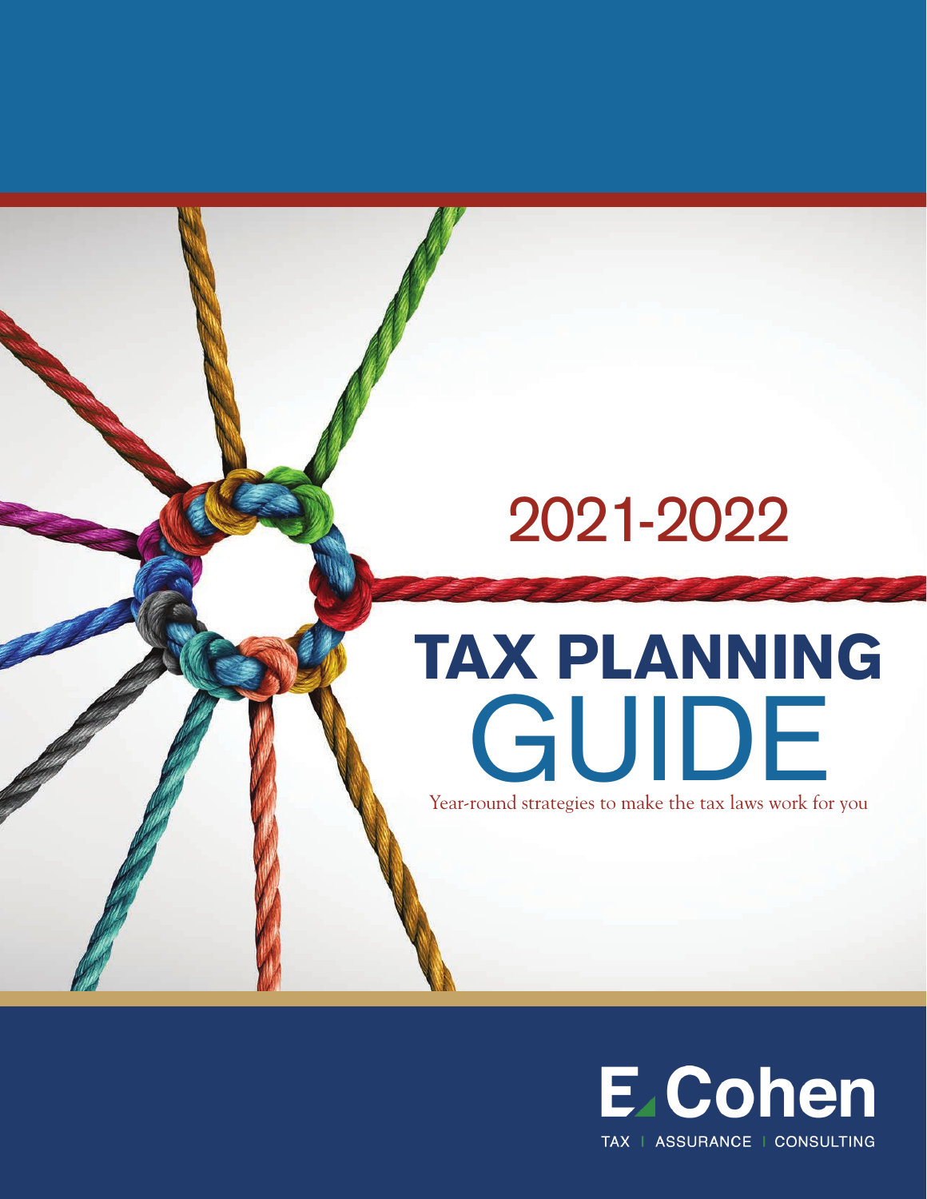2021-2022

# TAX PLANNING GUIDE

Year-round strategies to make the tax laws work for you

E Cohen

TAX | ASSURANCE | CONSULTING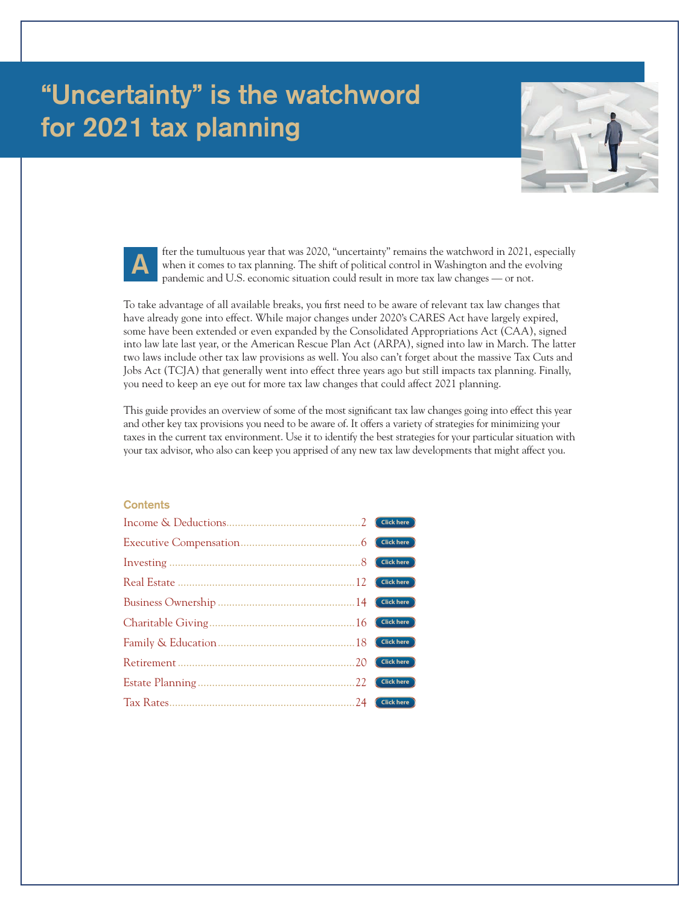# "Uncertainty" is the watchword for 2021 tax planning

After the tumultuous year that was 2020, "uncertainty" remains the watchword in 2021, especially when it comes to tax planning. The shift of political control in Washington and the evolving pandemic and U.S. economic situation could result in more tax law changes — or not.

To take advantage of all available breaks, you first need to be aware of relevant tax law changes that have already gone into effect. While major changes under 2020's CARES Act have largely expired, some have been extended or even expanded by the Consolidated Appropriations Act (CAA), signed into law late last year, or the American Rescue Plan Act (ARPA), signed into law in March. The latter two laws include other tax law provisions as well. You also can't forget about the massive Tax Cuts and Jobs Act (TCJA) that generally went into effect three years ago but still impacts tax planning. Finally, you need to keep an eye out for more tax law changes that could affect 2021 planning.

This guide provides an overview of some of the most significant tax law changes going into effect this year and other key tax provisions you need to be aware of. It offers a variety of strategies for minimizing your taxes in the current tax environment. Use it to identify the best strategies for your particular situation with your tax advisor, who also can keep you apprised of any new tax law developments that might affect you.

## Contents

- Income & Deductions ........ 2 Click here
- Executive Compensation ........ 6 Click here
- Investing ........ 8 Click here
- Real Estate ........ 12 Click here
- Business Ownership ........ 14 Click here
- Charitable Giving ........ 16 Click here
- Family & Education ........ 18 Click here
- Retirement ........ 20 Click here
- Estate Planning ........ 22 Click here
- Tax Rates ........ 24 Click here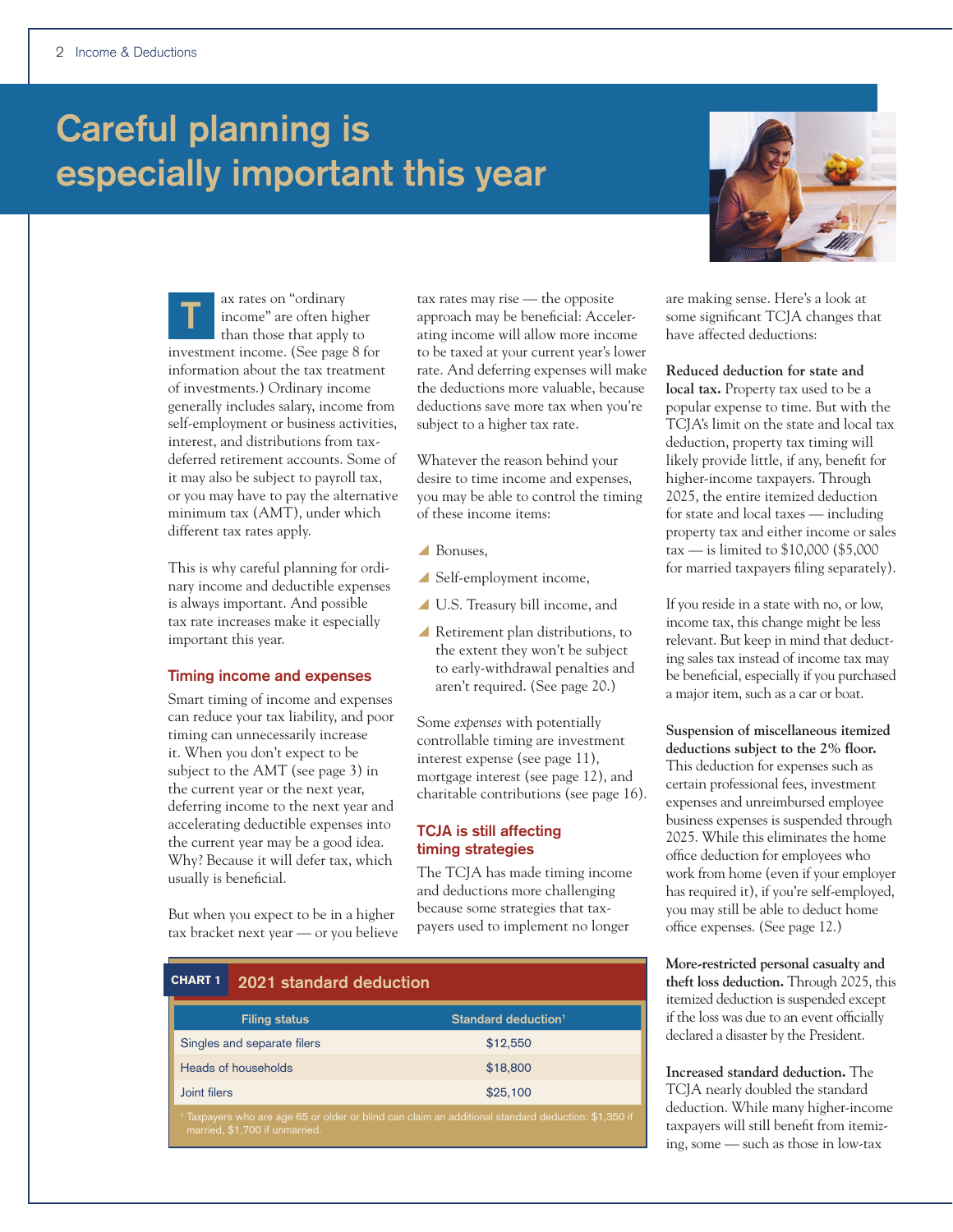# Careful planning is especially important this year

Tax rates on "ordinary income" are often higher than those that apply to investment income. (See page 8 for information about the tax treatment of investments.) Ordinary income generally includes salary, income from self-employment or business activities, interest, and distributions from tax-deferred retirement accounts. Some of it may also be subject to payroll tax, or you may have to pay the alternative minimum tax (AMT), under which different tax rates apply.

This is why careful planning for ordinary income and deductible expenses is always important. And possible tax rate increases make it especially important this year.

## Timing income and expenses

Smart timing of income and expenses can reduce your tax liability, and poor timing can unnecessarily increase it. When you don't expect to be subject to the AMT (see page 3) in the current year or the next year, deferring income to the next year and accelerating deductible expenses into the current year may be a good idea. Why? Because it will defer tax, which usually is beneficial.

But when you expect to be in a higher tax bracket next year — or you believe tax rates may rise — the opposite approach may be beneficial: Accelerating income will allow more income to be taxed at your current year's lower rate. And deferring expenses will make the deductions more valuable, because deductions save more tax when you're subject to a higher tax rate.

Whatever the reason behind your desire to time income and expenses, you may be able to control the timing of these income items:

- Bonuses,
- Self-employment income,
- U.S. Treasury bill income, and
- Retirement plan distributions, to the extent they won't be subject to early-withdrawal penalties and aren't required. (See page 20.)

Some *expenses* with potentially controllable timing are investment interest expense (see page 11), mortgage interest (see page 12), and charitable contributions (see page 16).

## TCJA is still affecting timing strategies

The TCJA has made timing income and deductions more challenging because some strategies that taxpayers used to implement no longer are making sense. Here's a look at some significant TCJA changes that have affected deductions:

**Reduced deduction for state and local tax.** Property tax used to be a popular expense to time. But with the TCJA's limit on the state and local tax deduction, property tax timing will likely provide little, if any, benefit for higher-income taxpayers. Through 2025, the entire itemized deduction for state and local taxes — including property tax and either income or sales tax — is limited to $10,000 ($5,000 for married taxpayers filing separately).

If you reside in a state with no, or low, income tax, this change might be less relevant. But keep in mind that deducting sales tax instead of income tax may be beneficial, especially if you purchased a major item, such as a car or boat.

**Suspension of miscellaneous itemized deductions subject to the 2% floor.** This deduction for expenses such as certain professional fees, investment expenses and unreimbursed employee business expenses is suspended through 2025. While this eliminates the home office deduction for employees who work from home (even if your employer has required it), if you're self-employed, you may still be able to deduct home office expenses. (See page 12.)

**More-restricted personal casualty and theft loss deduction.** Through 2025, this itemized deduction is suspended except if the loss was due to an event officially declared a disaster by the President.

**Increased standard deduction.** The TCJA nearly doubled the standard deduction. While many higher-income taxpayers will still benefit from itemizing, some — such as those in low-tax

**CHART 1 — 2021 standard deduction**

| Filing status | Standard deduction[1] |
|---|---|
| Singles and separate filers | $12,550 |
| Heads of households | $18,800 |
| Joint filers | $25,100 |

[1] Taxpayers who are age 65 or older or blind can claim an additional standard deduction: $1,350 if married, $1,700 if unmarried.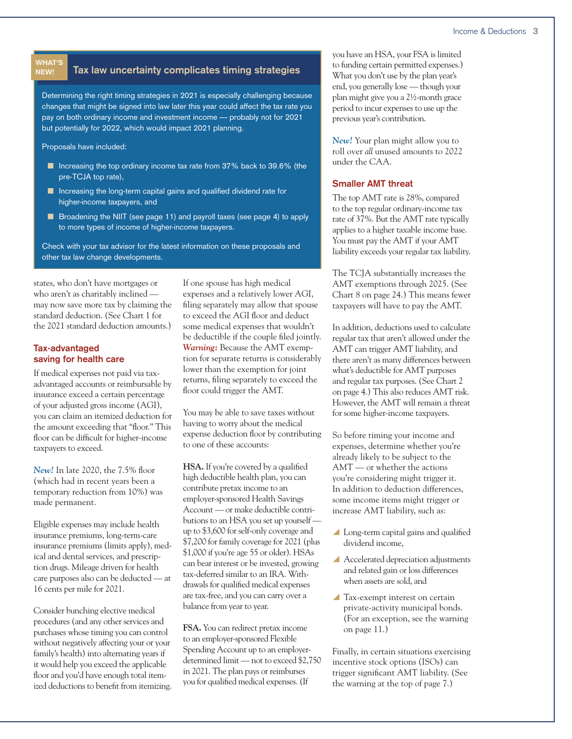## WHAT'S NEW! Tax law uncertainty complicates timing strategies

Determining the right timing strategies in 2021 is especially challenging because changes that might be signed into law later this year could affect the tax rate you pay on both ordinary income and investment income — probably not for 2021 but potentially for 2022, which would impact 2021 planning.

Proposals have included:

- Increasing the top ordinary income tax rate from 37% back to 39.6% (the pre-TCJA top rate),
- Increasing the long-term capital gains and qualified dividend rate for higher-income taxpayers, and
- Broadening the NIIT (see page 11) and payroll taxes (see page 4) to apply to more types of income of higher-income taxpayers.

Check with your tax advisor for the latest information on these proposals and other tax law change developments.

states, who don't have mortgages or who aren't as charitably inclined — may now save more tax by claiming the standard deduction. (See Chart 1 for the 2021 standard deduction amounts.)

### Tax-advantaged saving for health care

If medical expenses not paid via tax-advantaged accounts or reimbursable by insurance exceed a certain percentage of your adjusted gross income (AGI), you can claim an itemized deduction for the amount exceeding that "floor." This floor can be difficult for higher-income taxpayers to exceed.

*New!* In late 2020, the 7.5% floor (which had in recent years been a temporary reduction from 10%) was made permanent.

Eligible expenses may include health insurance premiums, long-term-care insurance premiums (limits apply), medical and dental services, and prescription drugs. Mileage driven for health care purposes also can be deducted — at 16 cents per mile for 2021.

Consider bunching elective medical procedures (and any other services and purchases whose timing you can control without negatively affecting your or your family's health) into alternating years if it would help you exceed the applicable floor and you'd have enough total itemized deductions to benefit from itemizing.

If one spouse has high medical expenses and a relatively lower AGI, filing separately may allow that spouse to exceed the AGI floor and deduct some medical expenses that wouldn't be deductible if the couple filed jointly. *Warning:* Because the AMT exemption for separate returns is considerably lower than the exemption for joint returns, filing separately to exceed the floor could trigger the AMT.

You may be able to save taxes without having to worry about the medical expense deduction floor by contributing to one of these accounts:

**HSA.** If you're covered by a qualified high deductible health plan, you can contribute pretax income to an employer-sponsored Health Savings Account — or make deductible contributions to an HSA you set up yourself — up to $3,600 for self-only coverage and $7,200 for family coverage for 2021 (plus $1,000 if you're age 55 or older). HSAs can bear interest or be invested, growing tax-deferred similar to an IRA. Withdrawals for qualified medical expenses are tax-free, and you can carry over a balance from year to year.

**FSA.** You can redirect pretax income to an employer-sponsored Flexible Spending Account up to an employer-determined limit — not to exceed $2,750 in 2021. The plan pays or reimburses you for qualified medical expenses. (If you have an HSA, your FSA is limited to funding certain permitted expenses.) What you don't use by the plan year's end, you generally lose — though your plan might give you a 2½-month grace period to incur expenses to use up the previous year's contribution.

*New!* Your plan might allow you to roll over *all* unused amounts to 2022 under the CAA.

### Smaller AMT threat

The top AMT rate is 28%, compared to the top regular ordinary-income tax rate of 37%. But the AMT rate typically applies to a higher taxable income base. You must pay the AMT if your AMT liability exceeds your regular tax liability.

The TCJA substantially increases the AMT exemptions through 2025. (See Chart 8 on page 24.) This means fewer taxpayers will have to pay the AMT.

In addition, deductions used to calculate regular tax that aren't allowed under the AMT can trigger AMT liability, and there aren't as many differences between what's deductible for AMT purposes and regular tax purposes. (See Chart 2 on page 4.) This also reduces AMT risk. However, the AMT will remain a threat for some higher-income taxpayers.

So before timing your income and expenses, determine whether you're already likely to be subject to the AMT — or whether the actions you're considering might trigger it. In addition to deduction differences, some income items might trigger or increase AMT liability, such as:

- Long-term capital gains and qualified dividend income,
- Accelerated depreciation adjustments and related gain or loss differences when assets are sold, and
- Tax-exempt interest on certain private-activity municipal bonds. (For an exception, see the warning on page 11.)

Finally, in certain situations exercising incentive stock options (ISOs) can trigger significant AMT liability. (See the warning at the top of page 7.)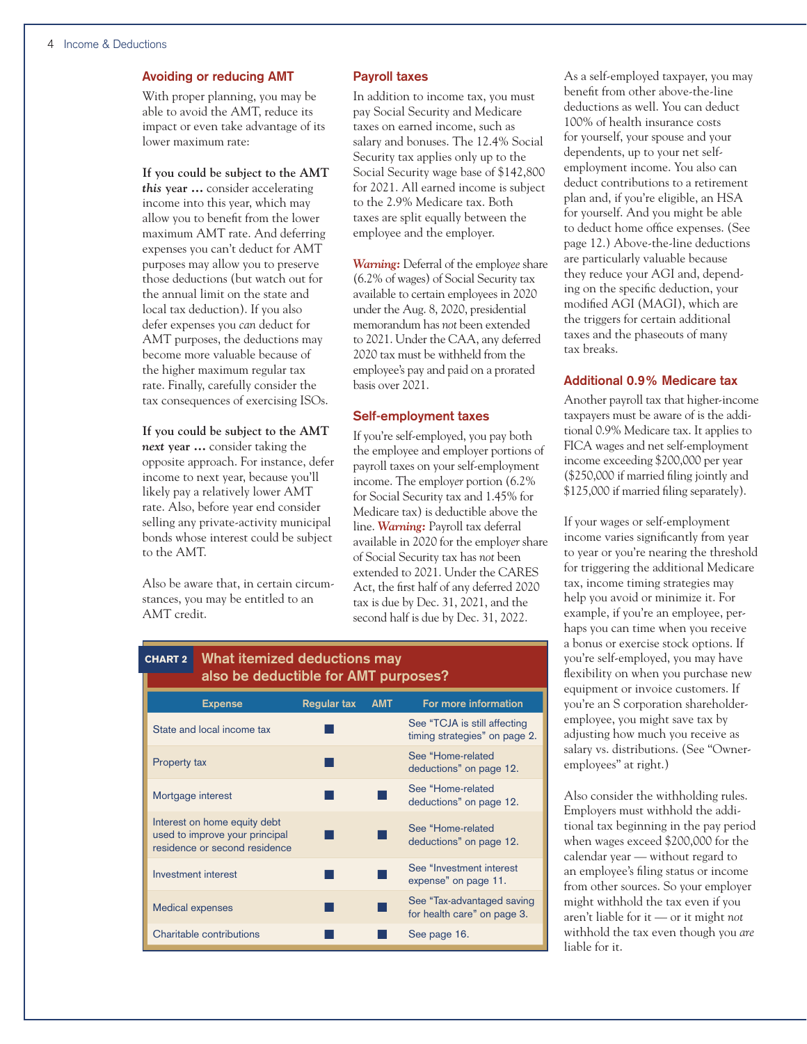## Avoiding or reducing AMT

With proper planning, you may be able to avoid the AMT, reduce its impact or even take advantage of its lower maximum rate:

**If you could be subject to the AMT *this* year …** consider accelerating income into this year, which may allow you to benefit from the lower maximum AMT rate. And deferring expenses you can't deduct for AMT purposes may allow you to preserve those deductions (but watch out for the annual limit on the state and local tax deduction). If you also defer expenses you *can* deduct for AMT purposes, the deductions may become more valuable because of the higher maximum regular tax rate. Finally, carefully consider the tax consequences of exercising ISOs.

**If you could be subject to the AMT *next* year …** consider taking the opposite approach. For instance, defer income to next year, because you'll likely pay a relatively lower AMT rate. Also, before year end consider selling any private-activity municipal bonds whose interest could be subject to the AMT.

Also be aware that, in certain circumstances, you may be entitled to an AMT credit.

## Payroll taxes

In addition to income tax, you must pay Social Security and Medicare taxes on earned income, such as salary and bonuses. The 12.4% Social Security tax applies only up to the Social Security wage base of $142,800 for 2021. All earned income is subject to the 2.9% Medicare tax. Both taxes are split equally between the employee and the employer.

***Warning:*** Deferral of the employ*ee* share (6.2% of wages) of Social Security tax available to certain employees in 2020 under the Aug. 8, 2020, presidential memorandum has *not* been extended to 2021. Under the CAA, any deferred 2020 tax must be withheld from the employee's pay and paid on a prorated basis over 2021.

## Self-employment taxes

If you're self-employed, you pay both the employee and employer portions of payroll taxes on your self-employment income. The employ*er* portion (6.2% for Social Security tax and 1.45% for Medicare tax) is deductible above the line. ***Warning:*** Payroll tax deferral available in 2020 for the employ*er* share of Social Security tax has *not* been extended to 2021. Under the CARES Act, the first half of any deferred 2020 tax is due by Dec. 31, 2021, and the second half is due by Dec. 31, 2022.

As a self-employed taxpayer, you may benefit from other above-the-line deductions as well. You can deduct 100% of health insurance costs for yourself, your spouse and your dependents, up to your net self-employment income. You also can deduct contributions to a retirement plan and, if you're eligible, an HSA for yourself. And you might be able to deduct home office expenses. (See page 12.) Above-the-line deductions are particularly valuable because they reduce your AGI and, depending on the specific deduction, your modified AGI (MAGI), which are the triggers for certain additional taxes and the phaseouts of many tax breaks.

## Additional 0.9% Medicare tax

Another payroll tax that higher-income taxpayers must be aware of is the additional 0.9% Medicare tax. It applies to FICA wages and net self-employment income exceeding $200,000 per year ($250,000 if married filing jointly and $125,000 if married filing separately).

If your wages or self-employment income varies significantly from year to year or you're nearing the threshold for triggering the additional Medicare tax, income timing strategies may help you avoid or minimize it. For example, if you're an employee, perhaps you can time when you receive a bonus or exercise stock options. If you're self-employed, you may have flexibility on when you purchase new equipment or invoice customers. If you're an S corporation shareholder-employee, you might save tax by adjusting how much you receive as salary vs. distributions. (See "Owner-employees" at right.)

Also consider the withholding rules. Employers must withhold the additional tax beginning in the pay period when wages exceed $200,000 for the calendar year — without regard to an employee's filing status or income from other sources. So your employer might withhold the tax even if you aren't liable for it — or it might *not* withhold the tax even though you *are* liable for it.

**CHART 2 What itemized deductions may also be deductible for AMT purposes?**

| Expense | Regular tax | AMT | For more information |
|---|---|---|---|
| State and local income tax | ■ | | See "TCJA is still affecting timing strategies" on page 2. |
| Property tax | ■ | | See "Home-related deductions" on page 12. |
| Mortgage interest | ■ | ■ | See "Home-related deductions" on page 12. |
| Interest on home equity debt used to improve your principal residence or second residence | ■ | ■ | See "Home-related deductions" on page 12. |
| Investment interest | ■ | ■ | See "Investment interest expense" on page 11. |
| Medical expenses | ■ | ■ | See "Tax-advantaged saving for health care" on page 3. |
| Charitable contributions | ■ | ■ | See page 16. |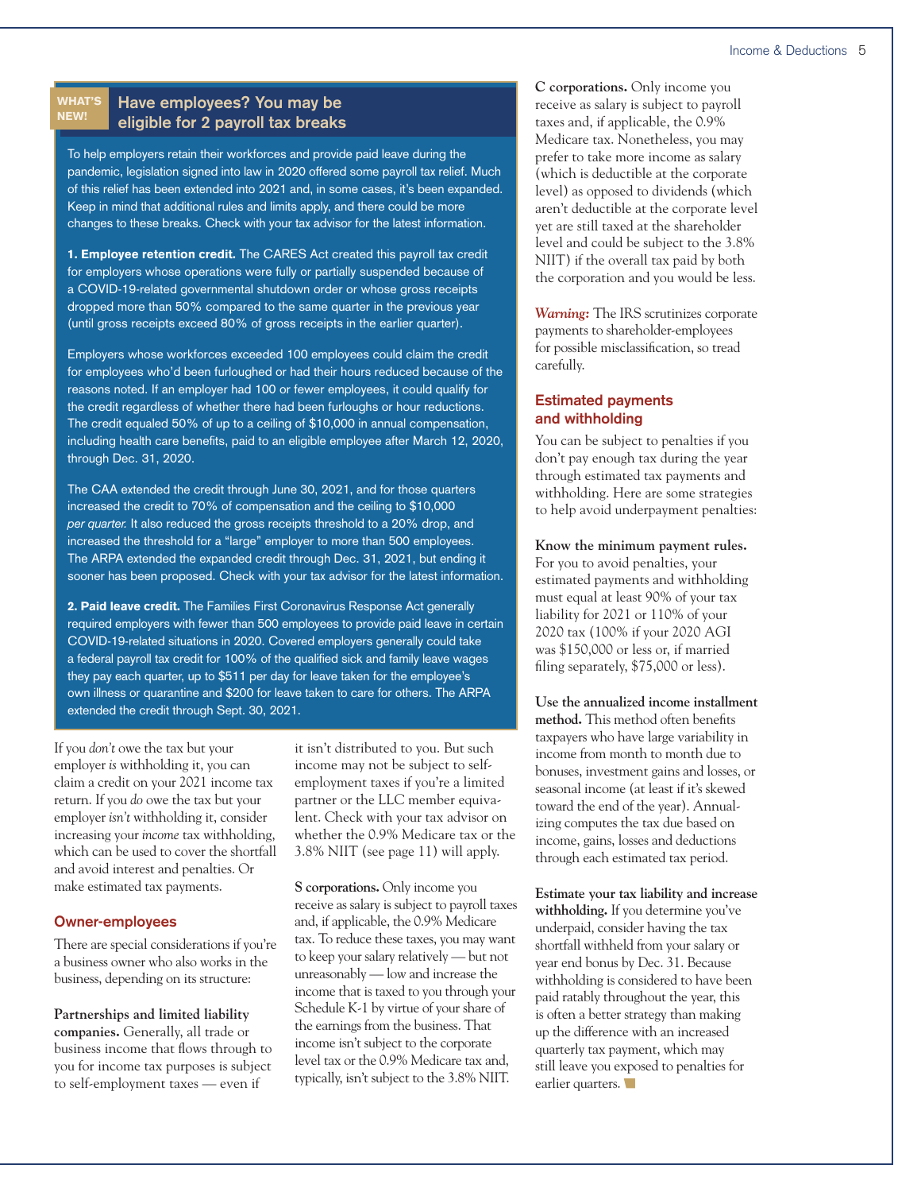## WHAT'S NEW! Have employees? You may be eligible for 2 payroll tax breaks

To help employers retain their workforces and provide paid leave during the pandemic, legislation signed into law in 2020 offered some payroll tax relief. Much of this relief has been extended into 2021 and, in some cases, it's been expanded. Keep in mind that additional rules and limits apply, and there could be more changes to these breaks. Check with your tax advisor for the latest information.

**1. Employee retention credit.** The CARES Act created this payroll tax credit for employers whose operations were fully or partially suspended because of a COVID-19-related governmental shutdown order or whose gross receipts dropped more than 50% compared to the same quarter in the previous year (until gross receipts exceed 80% of gross receipts in the earlier quarter).

Employers whose workforces exceeded 100 employees could claim the credit for employees who'd been furloughed or had their hours reduced because of the reasons noted. If an employer had 100 or fewer employees, it could qualify for the credit regardless of whether there had been furloughs or hour reductions. The credit equaled 50% of up to a ceiling of $10,000 in annual compensation, including health care benefits, paid to an eligible employee after March 12, 2020, through Dec. 31, 2020.

The CAA extended the credit through June 30, 2021, and for those quarters increased the credit to 70% of compensation and the ceiling to $10,000 *per quarter.* It also reduced the gross receipts threshold to a 20% drop, and increased the threshold for a "large" employer to more than 500 employees. The ARPA extended the expanded credit through Dec. 31, 2021, but ending it sooner has been proposed. Check with your tax advisor for the latest information.

**2. Paid leave credit.** The Families First Coronavirus Response Act generally required employers with fewer than 500 employees to provide paid leave in certain COVID-19-related situations in 2020. Covered employers generally could take a federal payroll tax credit for 100% of the qualified sick and family leave wages they pay each quarter, up to $511 per day for leave taken for the employee's own illness or quarantine and $200 for leave taken to care for others. The ARPA extended the credit through Sept. 30, 2021.

If you *don't* owe the tax but your employer *is* withholding it, you can claim a credit on your 2021 income tax return. If you *do* owe the tax but your employer *isn't* withholding it, consider increasing your *income* tax withholding, which can be used to cover the shortfall and avoid interest and penalties. Or make estimated tax payments.

### Owner-employees

There are special considerations if you're a business owner who also works in the business, depending on its structure:

**Partnerships and limited liability companies.** Generally, all trade or business income that flows through to you for income tax purposes is subject to self-employment taxes — even if it isn't distributed to you. But such income may not be subject to self-employment taxes if you're a limited partner or the LLC member equivalent. Check with your tax advisor on whether the 0.9% Medicare tax or the 3.8% NIIT (see page 11) will apply.

**S corporations.** Only income you receive as salary is subject to payroll taxes and, if applicable, the 0.9% Medicare tax. To reduce these taxes, you may want to keep your salary relatively — but not unreasonably — low and increase the income that is taxed to you through your Schedule K-1 by virtue of your share of the earnings from the business. That income isn't subject to the corporate level tax or the 0.9% Medicare tax and, typically, isn't subject to the 3.8% NIIT.

**C corporations.** Only income you receive as salary is subject to payroll taxes and, if applicable, the 0.9% Medicare tax. Nonetheless, you may prefer to take more income as salary (which is deductible at the corporate level) as opposed to dividends (which aren't deductible at the corporate level yet are still taxed at the shareholder level and could be subject to the 3.8% NIIT) if the overall tax paid by both the corporation and you would be less.

*Warning:* The IRS scrutinizes corporate payments to shareholder-employees for possible misclassification, so tread carefully.

### Estimated payments and withholding

You can be subject to penalties if you don't pay enough tax during the year through estimated tax payments and withholding. Here are some strategies to help avoid underpayment penalties:

**Know the minimum payment rules.** For you to avoid penalties, your estimated payments and withholding must equal at least 90% of your tax liability for 2021 or 110% of your 2020 tax (100% if your 2020 AGI was $150,000 or less or, if married filing separately, $75,000 or less).

**Use the annualized income installment method.** This method often benefits taxpayers who have large variability in income from month to month due to bonuses, investment gains and losses, or seasonal income (at least if it's skewed toward the end of the year). Annualizing computes the tax due based on income, gains, losses and deductions through each estimated tax period.

**Estimate your tax liability and increase withholding.** If you determine you've underpaid, consider having the tax shortfall withheld from your salary or year end bonus by Dec. 31. Because withholding is considered to have been paid ratably throughout the year, this is often a better strategy than making up the difference with an increased quarterly tax payment, which may still leave you exposed to penalties for earlier quarters.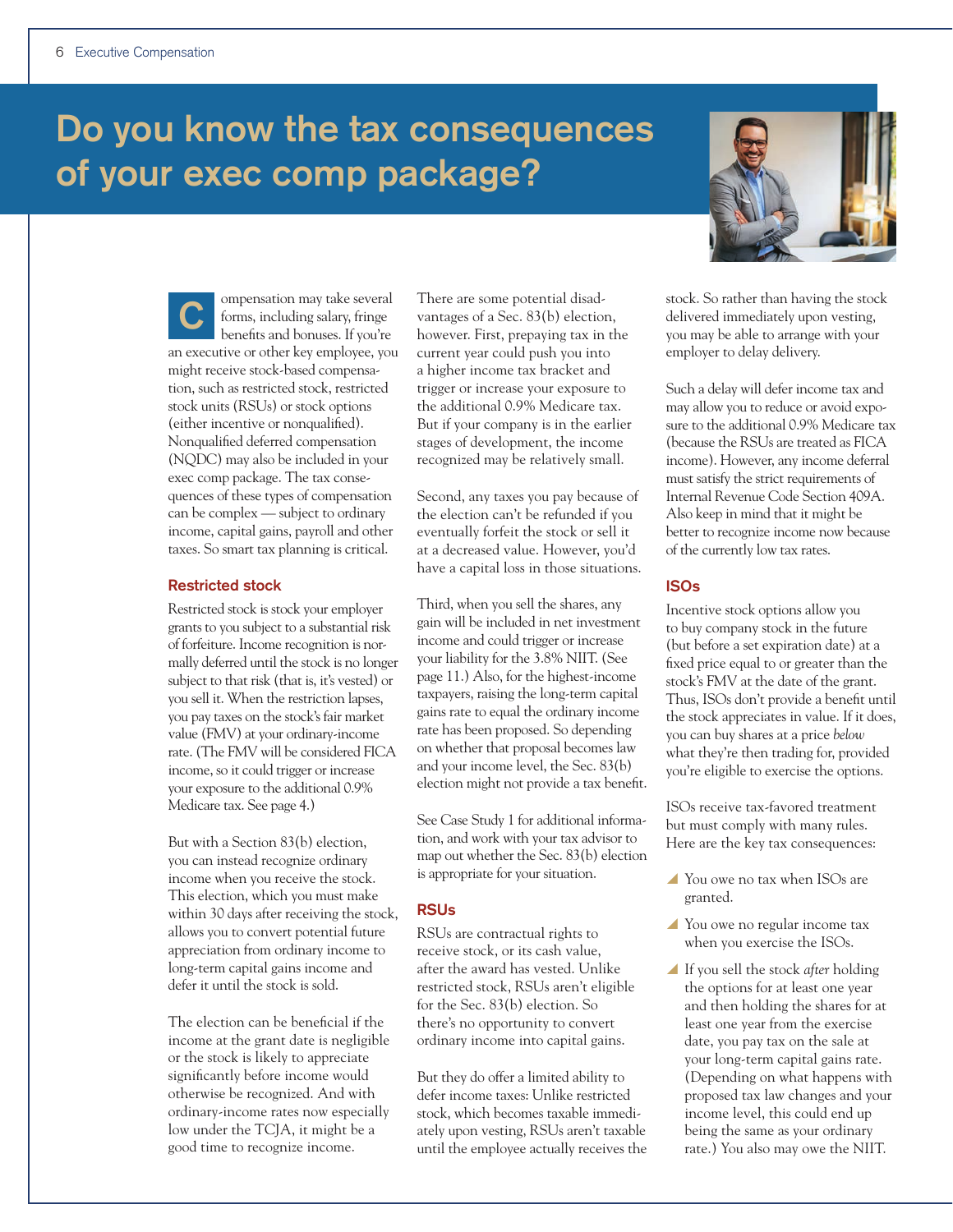# Do you know the tax consequences of your exec comp package?

Compensation may take several forms, including salary, fringe benefits and bonuses. If you're an executive or other key employee, you might receive stock-based compensation, such as restricted stock, restricted stock units (RSUs) or stock options (either incentive or nonqualified). Nonqualified deferred compensation (NQDC) may also be included in your exec comp package. The tax consequences of these types of compensation can be complex — subject to ordinary income, capital gains, payroll and other taxes. So smart tax planning is critical.

## Restricted stock

Restricted stock is stock your employer grants to you subject to a substantial risk of forfeiture. Income recognition is normally deferred until the stock is no longer subject to that risk (that is, it's vested) or you sell it. When the restriction lapses, you pay taxes on the stock's fair market value (FMV) at your ordinary-income rate. (The FMV will be considered FICA income, so it could trigger or increase your exposure to the additional 0.9% Medicare tax. See page 4.)

But with a Section 83(b) election, you can instead recognize ordinary income when you receive the stock. This election, which you must make within 30 days after receiving the stock, allows you to convert potential future appreciation from ordinary income to long-term capital gains income and defer it until the stock is sold.

The election can be beneficial if the income at the grant date is negligible or the stock is likely to appreciate significantly before income would otherwise be recognized. And with ordinary-income rates now especially low under the TCJA, it might be a good time to recognize income.

There are some potential disadvantages of a Sec. 83(b) election, however. First, prepaying tax in the current year could push you into a higher income tax bracket and trigger or increase your exposure to the additional 0.9% Medicare tax. But if your company is in the earlier stages of development, the income recognized may be relatively small.

Second, any taxes you pay because of the election can't be refunded if you eventually forfeit the stock or sell it at a decreased value. However, you'd have a capital loss in those situations.

Third, when you sell the shares, any gain will be included in net investment income and could trigger or increase your liability for the 3.8% NIIT. (See page 11.) Also, for the highest-income taxpayers, raising the long-term capital gains rate to equal the ordinary income rate has been proposed. So depending on whether that proposal becomes law and your income level, the Sec. 83(b) election might not provide a tax benefit.

See Case Study 1 for additional information, and work with your tax advisor to map out whether the Sec. 83(b) election is appropriate for your situation.

## RSUs

RSUs are contractual rights to receive stock, or its cash value, after the award has vested. Unlike restricted stock, RSUs aren't eligible for the Sec. 83(b) election. So there's no opportunity to convert ordinary income into capital gains.

But they do offer a limited ability to defer income taxes: Unlike restricted stock, which becomes taxable immediately upon vesting, RSUs aren't taxable until the employee actually receives the stock. So rather than having the stock delivered immediately upon vesting, you may be able to arrange with your employer to delay delivery.

Such a delay will defer income tax and may allow you to reduce or avoid exposure to the additional 0.9% Medicare tax (because the RSUs are treated as FICA income). However, any income deferral must satisfy the strict requirements of Internal Revenue Code Section 409A. Also keep in mind that it might be better to recognize income now because of the currently low tax rates.

## ISOs

Incentive stock options allow you to buy company stock in the future (but before a set expiration date) at a fixed price equal to or greater than the stock's FMV at the date of the grant. Thus, ISOs don't provide a benefit until the stock appreciates in value. If it does, you can buy shares at a price *below* what they're then trading for, provided you're eligible to exercise the options.

ISOs receive tax-favored treatment but must comply with many rules. Here are the key tax consequences:

- You owe no tax when ISOs are granted.
- You owe no regular income tax when you exercise the ISOs.
- If you sell the stock *after* holding the options for at least one year and then holding the shares for at least one year from the exercise date, you pay tax on the sale at your long-term capital gains rate. (Depending on what happens with proposed tax law changes and your income level, this could end up being the same as your ordinary rate.) You also may owe the NIIT.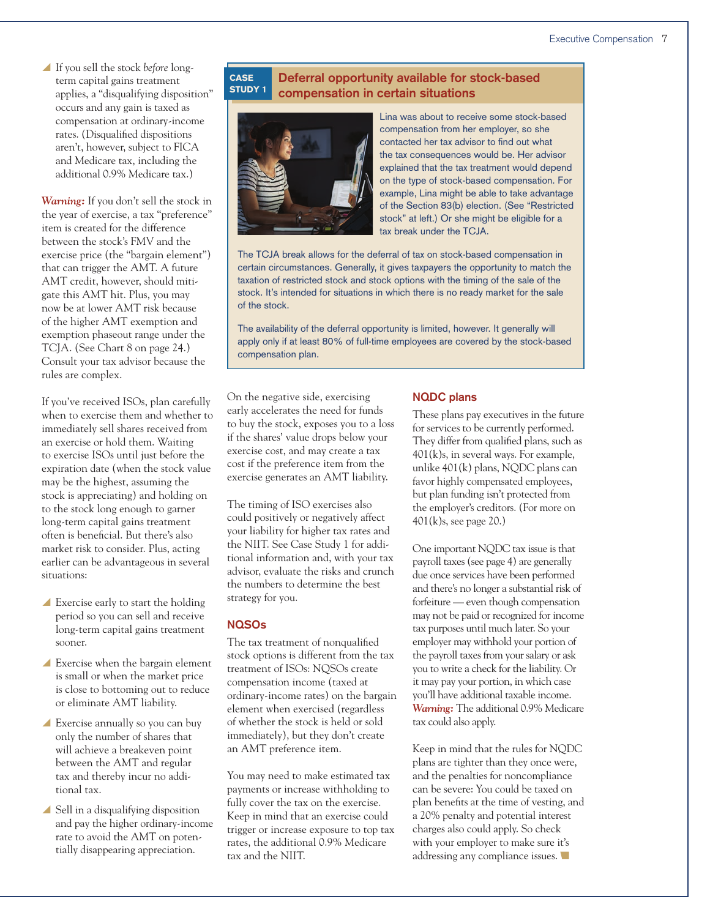- If you sell the stock *before* long-term capital gains treatment applies, a "disqualifying disposition" occurs and any gain is taxed as compensation at ordinary-income rates. (Disqualified dispositions aren't, however, subject to FICA and Medicare tax, including the additional 0.9% Medicare tax.)

***Warning:*** If you don't sell the stock in the year of exercise, a tax "preference" item is created for the difference between the stock's FMV and the exercise price (the "bargain element") that can trigger the AMT. A future AMT credit, however, should mitigate this AMT hit. Plus, you may now be at lower AMT risk because of the higher AMT exemption and exemption phaseout range under the TCJA. (See Chart 8 on page 24.) Consult your tax advisor because the rules are complex.

If you've received ISOs, plan carefully when to exercise them and whether to immediately sell shares received from an exercise or hold them. Waiting to exercise ISOs until just before the expiration date (when the stock value may be the highest, assuming the stock is appreciating) and holding on to the stock long enough to garner long-term capital gains treatment often is beneficial. But there's also market risk to consider. Plus, acting earlier can be advantageous in several situations:

- Exercise early to start the holding period so you can sell and receive long-term capital gains treatment sooner.
- Exercise when the bargain element is small or when the market price is close to bottoming out to reduce or eliminate AMT liability.
- Exercise annually so you can buy only the number of shares that will achieve a breakeven point between the AMT and regular tax and thereby incur no additional tax.
- Sell in a disqualifying disposition and pay the higher ordinary-income rate to avoid the AMT on potentially disappearing appreciation.

On the negative side, exercising early accelerates the need for funds to buy the stock, exposes you to a loss if the shares' value drops below your exercise cost, and may create a tax cost if the preference item from the exercise generates an AMT liability.

The timing of ISO exercises also could positively or negatively affect your liability for higher tax rates and the NIIT. See Case Study 1 for additional information and, with your tax advisor, evaluate the risks and crunch the numbers to determine the best strategy for you.

## NQSOs

The tax treatment of nonqualified stock options is different from the tax treatment of ISOs: NQSOs create compensation income (taxed at ordinary-income rates) on the bargain element when exercised (regardless of whether the stock is held or sold immediately), but they don't create an AMT preference item.

You may need to make estimated tax payments or increase withholding to fully cover the tax on the exercise. Keep in mind that an exercise could trigger or increase exposure to top tax rates, the additional 0.9% Medicare tax and the NIIT.

## NQDC plans

These plans pay executives in the future for services to be currently performed. They differ from qualified plans, such as 401(k)s, in several ways. For example, unlike 401(k) plans, NQDC plans can favor highly compensated employees, but plan funding isn't protected from the employer's creditors. (For more on 401(k)s, see page 20.)

One important NQDC tax issue is that payroll taxes (see page 4) are generally due once services have been performed and there's no longer a substantial risk of forfeiture — even though compensation may not be paid or recognized for income tax purposes until much later. So your employer may withhold your portion of the payroll taxes from your salary or ask you to write a check for the liability. Or it may pay your portion, in which case you'll have additional taxable income. ***Warning:*** The additional 0.9% Medicare tax could also apply.

Keep in mind that the rules for NQDC plans are tighter than they once were, and the penalties for noncompliance can be severe: You could be taxed on plan benefits at the time of vesting, and a 20% penalty and potential interest charges also could apply. So check with your employer to make sure it's addressing any compliance issues.

---

**CASE STUDY 1**

### Deferral opportunity available for stock-based compensation in certain situations

Lina was about to receive some stock-based compensation from her employer, so she contacted her tax advisor to find out what the tax consequences would be. Her advisor explained that the tax treatment would depend on the type of stock-based compensation. For example, Lina might be able to take advantage of the Section 83(b) election. (See "Restricted stock" at left.) Or she might be eligible for a tax break under the TCJA.

The TCJA break allows for the deferral of tax on stock-based compensation in certain circumstances. Generally, it gives taxpayers the opportunity to match the taxation of restricted stock and stock options with the timing of the sale of the stock. It's intended for situations in which there is no ready market for the sale of the stock.

The availability of the deferral opportunity is limited, however. It generally will apply only if at least 80% of full-time employees are covered by the stock-based compensation plan.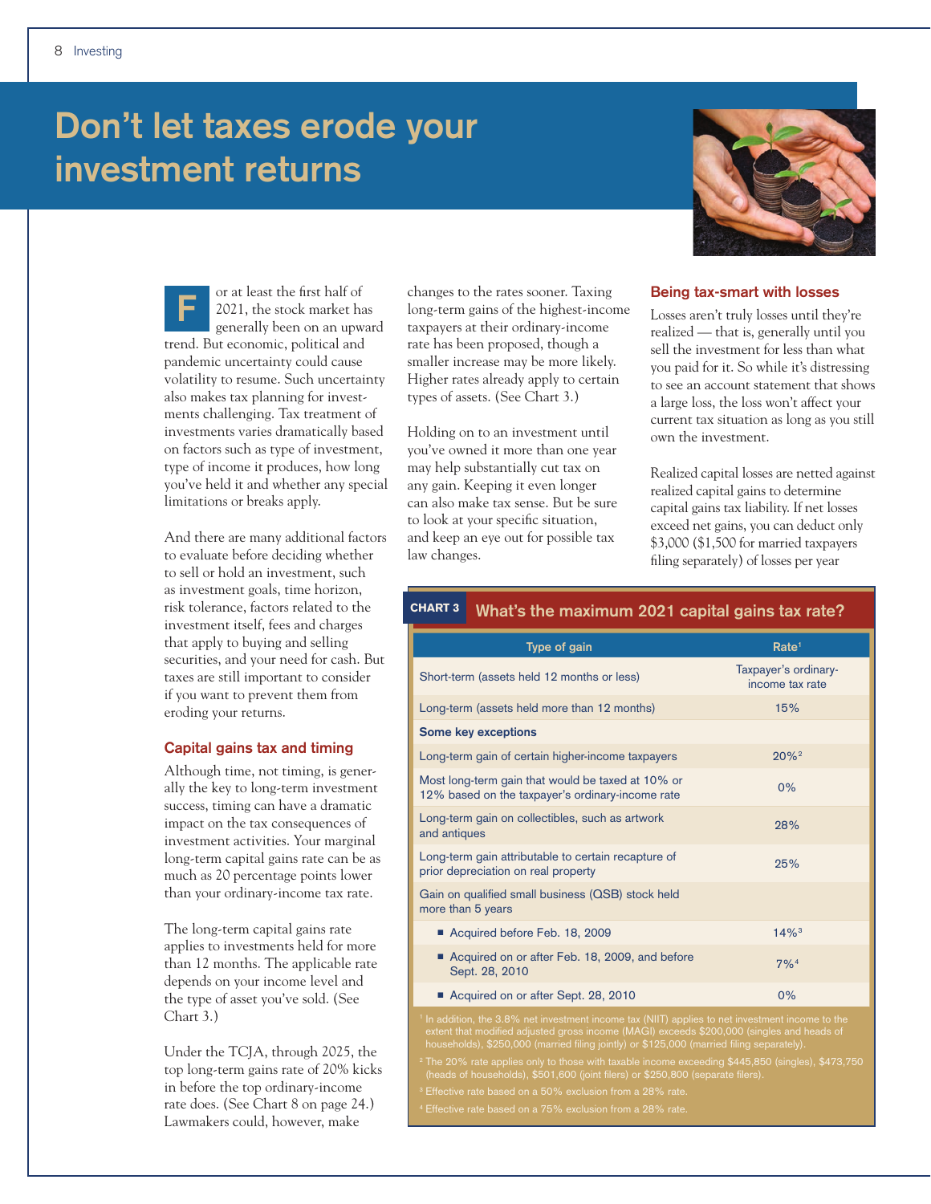# Don't let taxes erode your investment returns

For at least the first half of 2021, the stock market has generally been on an upward trend. But economic, political and pandemic uncertainty could cause volatility to resume. Such uncertainty also makes tax planning for investments challenging. Tax treatment of investments varies dramatically based on factors such as type of investment, type of income it produces, how long you've held it and whether any special limitations or breaks apply.

And there are many additional factors to evaluate before deciding whether to sell or hold an investment, such as investment goals, time horizon, risk tolerance, factors related to the investment itself, fees and charges that apply to buying and selling securities, and your need for cash. But taxes are still important to consider if you want to prevent them from eroding your returns.

## Capital gains tax and timing

Although time, not timing, is generally the key to long-term investment success, timing can have a dramatic impact on the tax consequences of investment activities. Your marginal long-term capital gains rate can be as much as 20 percentage points lower than your ordinary-income tax rate.

The long-term capital gains rate applies to investments held for more than 12 months. The applicable rate depends on your income level and the type of asset you've sold. (See Chart 3.)

Under the TCJA, through 2025, the top long-term gains rate of 20% kicks in before the top ordinary-income rate does. (See Chart 8 on page 24.) Lawmakers could, however, make changes to the rates sooner. Taxing long-term gains of the highest-income taxpayers at their ordinary-income rate has been proposed, though a smaller increase may be more likely. Higher rates already apply to certain types of assets. (See Chart 3.)

Holding on to an investment until you've owned it more than one year may help substantially cut tax on any gain. Keeping it even longer can also make tax sense. But be sure to look at your specific situation, and keep an eye out for possible tax law changes.

## Being tax-smart with losses

Losses aren't truly losses until they're realized — that is, generally until you sell the investment for less than what you paid for it. So while it's distressing to see an account statement that shows a large loss, the loss won't affect your current tax situation as long as you still own the investment.

Realized capital losses are netted against realized capital gains to determine capital gains tax liability. If net losses exceed net gains, you can deduct only $3,000 ($1,500 for married taxpayers filing separately) of losses per year

**CHART 3 What's the maximum 2021 capital gains tax rate?**

| Type of gain | Rate[1] |
|---|---|
| Short-term (assets held 12 months or less) | Taxpayer's ordinary-income tax rate |
| Long-term (assets held more than 12 months) | 15% |
| **Some key exceptions** | |
| Long-term gain of certain higher-income taxpayers | 20%[2] |
| Most long-term gain that would be taxed at 10% or 12% based on the taxpayer's ordinary-income rate | 0% |
| Long-term gain on collectibles, such as artwork and antiques | 28% |
| Long-term gain attributable to certain recapture of prior depreciation on real property | 25% |
| Gain on qualified small business (QSB) stock held more than 5 years | |
| ■ Acquired before Feb. 18, 2009 | 14%[3] |
| ■ Acquired on or after Feb. 18, 2009, and before Sept. 28, 2010 | 7%[4] |
| ■ Acquired on or after Sept. 28, 2010 | 0% |

[1] In addition, the 3.8% net investment income tax (NIIT) applies to net investment income to the extent that modified adjusted gross income (MAGI) exceeds $200,000 (singles and heads of households), $250,000 (married filing jointly) or $125,000 (married filing separately).

[2] The 20% rate applies only to those with taxable income exceeding $445,850 (singles), $473,750 (heads of households), $501,600 (joint filers) or $250,800 (separate filers).

[3] Effective rate based on a 50% exclusion from a 28% rate.

[4] Effective rate based on a 75% exclusion from a 28% rate.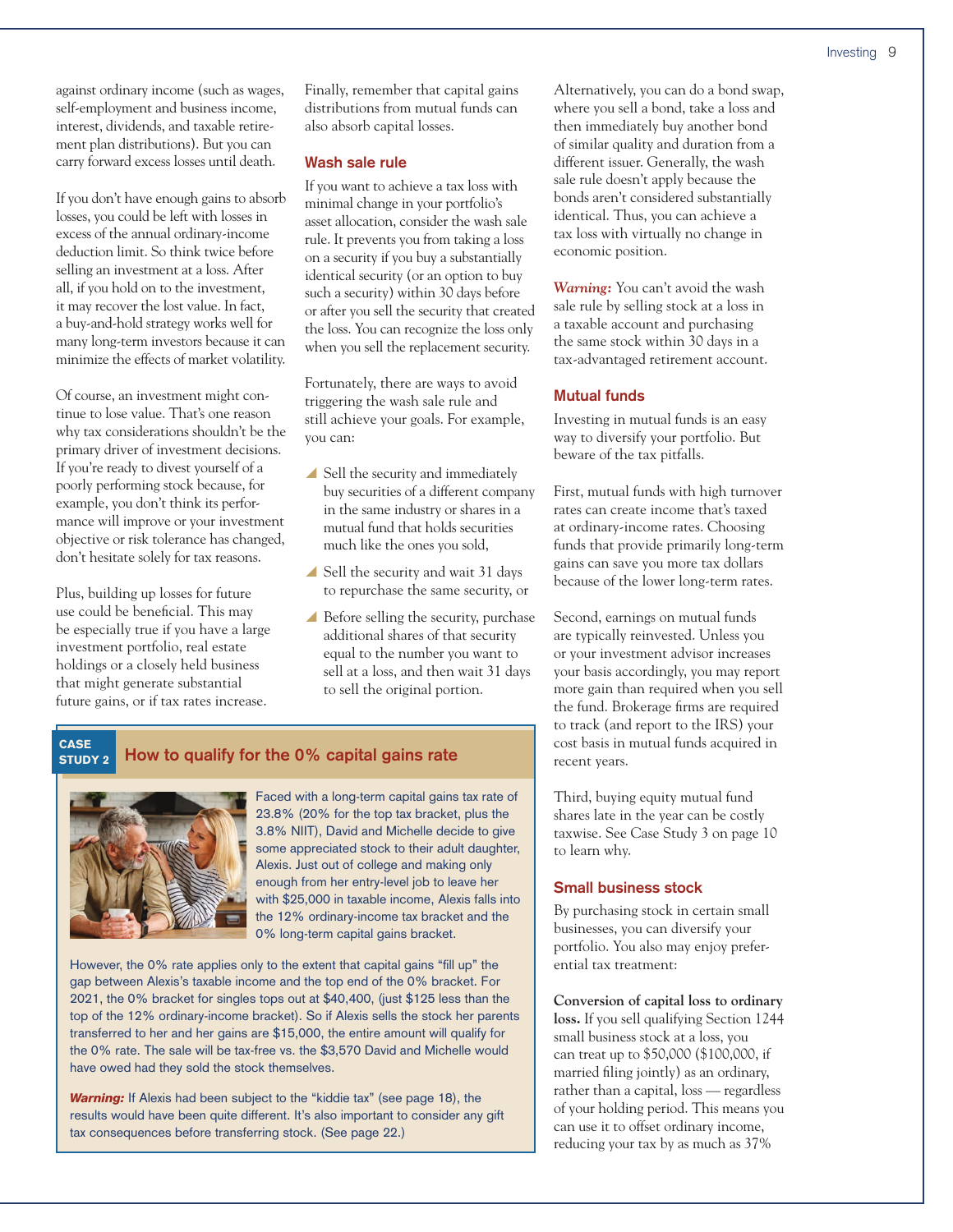against ordinary income (such as wages, self-employment and business income, interest, dividends, and taxable retirement plan distributions). But you can carry forward excess losses until death.

If you don't have enough gains to absorb losses, you could be left with losses in excess of the annual ordinary-income deduction limit. So think twice before selling an investment at a loss. After all, if you hold on to the investment, it may recover the lost value. In fact, a buy-and-hold strategy works well for many long-term investors because it can minimize the effects of market volatility.

Of course, an investment might continue to lose value. That's one reason why tax considerations shouldn't be the primary driver of investment decisions. If you're ready to divest yourself of a poorly performing stock because, for example, you don't think its performance will improve or your investment objective or risk tolerance has changed, don't hesitate solely for tax reasons.

Plus, building up losses for future use could be beneficial. This may be especially true if you have a large investment portfolio, real estate holdings or a closely held business that might generate substantial future gains, or if tax rates increase.

Finally, remember that capital gains distributions from mutual funds can also absorb capital losses.

### Wash sale rule

If you want to achieve a tax loss with minimal change in your portfolio's asset allocation, consider the wash sale rule. It prevents you from taking a loss on a security if you buy a substantially identical security (or an option to buy such a security) within 30 days before or after you sell the security that created the loss. You can recognize the loss only when you sell the replacement security.

Fortunately, there are ways to avoid triggering the wash sale rule and still achieve your goals. For example, you can:

- Sell the security and immediately buy securities of a different company in the same industry or shares in a mutual fund that holds securities much like the ones you sold,
- Sell the security and wait 31 days to repurchase the same security, or
- Before selling the security, purchase additional shares of that security equal to the number you want to sell at a loss, and then wait 31 days to sell the original portion.

Alternatively, you can do a bond swap, where you sell a bond, take a loss and then immediately buy another bond of similar quality and duration from a different issuer. Generally, the wash sale rule doesn't apply because the bonds aren't considered substantially identical. Thus, you can achieve a tax loss with virtually no change in economic position.

***Warning:*** You can't avoid the wash sale rule by selling stock at a loss in a taxable account and purchasing the same stock within 30 days in a tax-advantaged retirement account.

### Mutual funds

Investing in mutual funds is an easy way to diversify your portfolio. But beware of the tax pitfalls.

First, mutual funds with high turnover rates can create income that's taxed at ordinary-income rates. Choosing funds that provide primarily long-term gains can save you more tax dollars because of the lower long-term rates.

Second, earnings on mutual funds are typically reinvested. Unless you or your investment advisor increases your basis accordingly, you may report more gain than required when you sell the fund. Brokerage firms are required to track (and report to the IRS) your cost basis in mutual funds acquired in recent years.

Third, buying equity mutual fund shares late in the year can be costly taxwise. See Case Study 3 on page 10 to learn why.

### Small business stock

By purchasing stock in certain small businesses, you can diversify your portfolio. You also may enjoy preferential tax treatment:

**Conversion of capital loss to ordinary loss.** If you sell qualifying Section 1244 small business stock at a loss, you can treat up to $50,000 ($100,000, if married filing jointly) as an ordinary, rather than a capital, loss — regardless of your holding period. This means you can use it to offset ordinary income, reducing your tax by as much as 37%

---

**CASE STUDY 2**

### How to qualify for the 0% capital gains rate

Faced with a long-term capital gains tax rate of 23.8% (20% for the top tax bracket, plus the 3.8% NIIT), David and Michelle decide to give some appreciated stock to their adult daughter, Alexis. Just out of college and making only enough from her entry-level job to leave her with $25,000 in taxable income, Alexis falls into the 12% ordinary-income tax bracket and the 0% long-term capital gains bracket.

However, the 0% rate applies only to the extent that capital gains "fill up" the gap between Alexis's taxable income and the top end of the 0% bracket. For 2021, the 0% bracket for singles tops out at $40,400, (just $125 less than the top of the 12% ordinary-income tax bracket). So if Alexis sells the stock her parents transferred to her and her gains are $15,000, the entire amount will qualify for the 0% rate. The sale will be tax-free vs. the $3,570 David and Michelle would have owed had they sold the stock themselves.

***Warning:*** If Alexis had been subject to the "kiddie tax" (see page 18), the results would have been quite different. It's also important to consider any gift tax consequences before transferring stock. (See page 22.)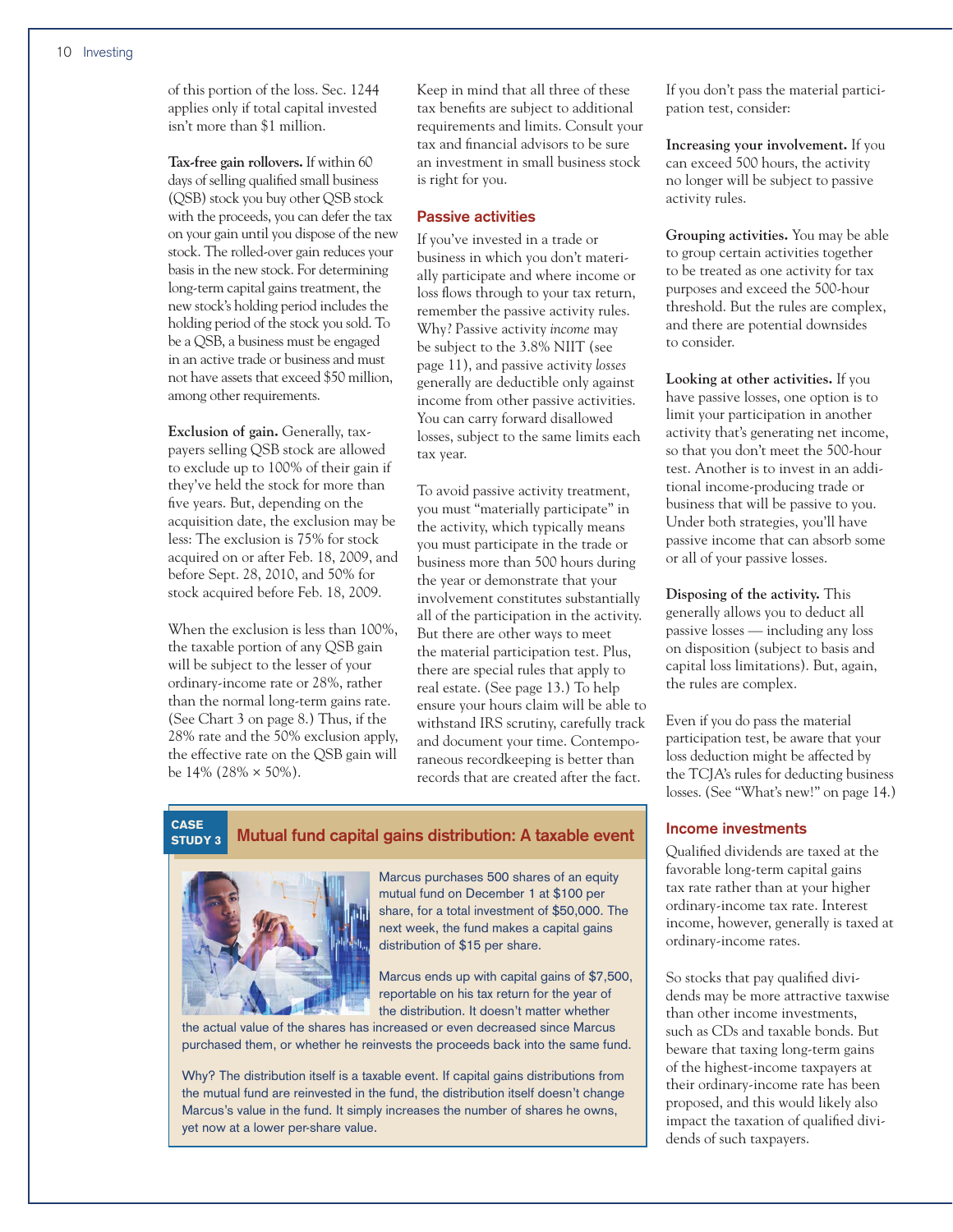of this portion of the loss. Sec. 1244 applies only if total capital invested isn't more than $1 million.

**Tax-free gain rollovers.** If within 60 days of selling qualified small business (QSB) stock you buy other QSB stock with the proceeds, you can defer the tax on your gain until you dispose of the new stock. The rolled-over gain reduces your basis in the new stock. For determining long-term capital gains treatment, the new stock's holding period includes the holding period of the stock you sold. To be a QSB, a business must be engaged in an active trade or business and must not have assets that exceed $50 million, among other requirements.

**Exclusion of gain.** Generally, taxpayers selling QSB stock are allowed to exclude up to 100% of their gain if they've held the stock for more than five years. But, depending on the acquisition date, the exclusion may be less: The exclusion is 75% for stock acquired on or after Feb. 18, 2009, and before Sept. 28, 2010, and 50% for stock acquired before Feb. 18, 2009.

When the exclusion is less than 100%, the taxable portion of any QSB gain will be subject to the lesser of your ordinary-income rate or 28%, rather than the normal long-term gains rate. (See Chart 3 on page 8.) Thus, if the 28% rate and the 50% exclusion apply, the effective rate on the QSB gain will be 14% (28% × 50%).

Keep in mind that all three of these tax benefits are subject to additional requirements and limits. Consult your tax and financial advisors to be sure an investment in small business stock is right for you.

## Passive activities

If you've invested in a trade or business in which you don't materially participate and where income or loss flows through to your tax return, remember the passive activity rules. Why? Passive activity *income* may be subject to the 3.8% NIIT (see page 11), and passive activity *losses* generally are deductible only against income from other passive activities. You can carry forward disallowed losses, subject to the same limits each tax year.

To avoid passive activity treatment, you must "materially participate" in the activity, which typically means you must participate in the trade or business more than 500 hours during the year or demonstrate that your involvement constitutes substantially all of the participation in the activity. But there are other ways to meet the material participation test. Plus, there are special rules that apply to real estate. (See page 13.) To help ensure your hours claim will be able to withstand IRS scrutiny, carefully track and document your time. Contemporaneous recordkeeping is better than records that are created after the fact.

If you don't pass the material participation test, consider:

**Increasing your involvement.** If you can exceed 500 hours, the activity no longer will be subject to passive activity rules.

**Grouping activities.** You may be able to group certain activities together to be treated as one activity for tax purposes and exceed the 500-hour threshold. But the rules are complex, and there are potential downsides to consider.

**Looking at other activities.** If you have passive losses, one option is to limit your participation in another activity that's generating net income, so that you don't meet the 500-hour test. Another is to invest in an additional income-producing trade or business that will be passive to you. Under both strategies, you'll have passive income that can absorb some or all of your passive losses.

**Disposing of the activity.** This generally allows you to deduct all passive losses — including any loss on disposition (subject to basis and capital loss limitations). But, again, the rules are complex.

Even if you do pass the material participation test, be aware that your loss deduction might be affected by the TCJA's rules for deducting business losses. (See "What's new!" on page 14.)

## Income investments

Qualified dividends are taxed at the favorable long-term capital gains tax rate rather than at your higher ordinary-income tax rate. Interest income, however, generally is taxed at ordinary-income rates.

So stocks that pay qualified dividends may be more attractive taxwise than other income investments, such as CDs and taxable bonds. But beware that taxing long-term gains of the highest-income taxpayers at their ordinary-income rate has been proposed, and this would likely also impact the taxation of qualified dividends of such taxpayers.

### CASE STUDY 3 — Mutual fund capital gains distribution: A taxable event

Marcus purchases 500 shares of an equity mutual fund on December 1 at $100 per share, for a total investment of $50,000. The next week, the fund makes a capital gains distribution of $15 per share.

Marcus ends up with capital gains of $7,500, reportable on his tax return for the year of the distribution. It doesn't matter whether the actual value of the shares has increased or even decreased since Marcus purchased them, or whether he reinvests the proceeds back into the same fund.

Why? The distribution itself is a taxable event. If capital gains distributions from the mutual fund are reinvested in the fund, the distribution itself doesn't change Marcus's value in the fund. It simply increases the number of shares he owns, yet now at a lower per-share value.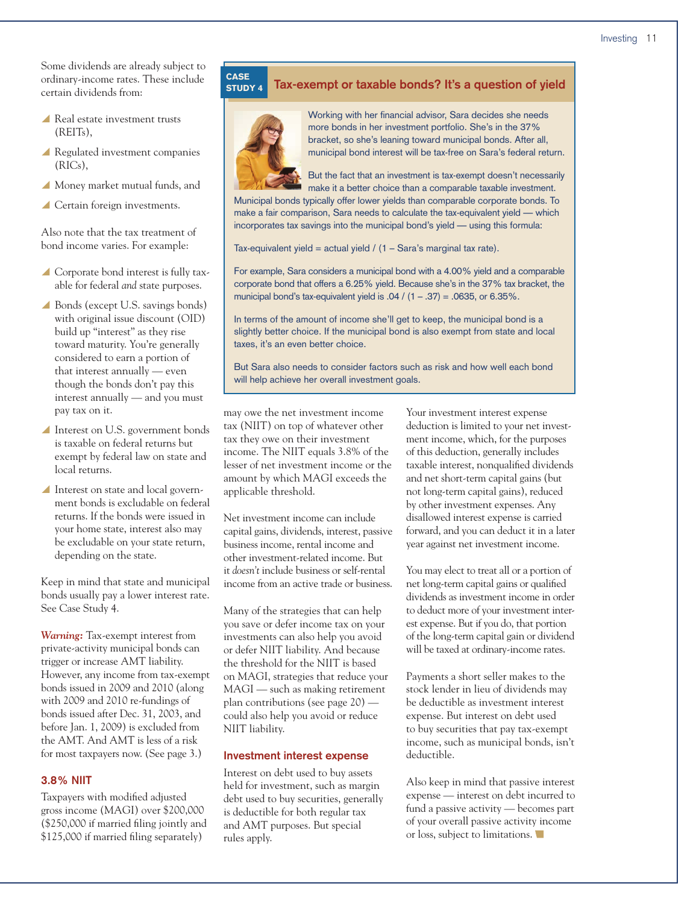Some dividends are already subject to ordinary-income rates. These include certain dividends from:

- Real estate investment trusts (REITs),
- Regulated investment companies (RICs),
- Money market mutual funds, and
- Certain foreign investments.

Also note that the tax treatment of bond income varies. For example:

- Corporate bond interest is fully taxable for federal *and* state purposes.
- Bonds (except U.S. savings bonds) with original issue discount (OID) build up "interest" as they rise toward maturity. You're generally considered to earn a portion of that interest annually — even though the bonds don't pay this interest annually — and you must pay tax on it.
- Interest on U.S. government bonds is taxable on federal returns but exempt by federal law on state and local returns.
- Interest on state and local government bonds is excludable on federal returns. If the bonds were issued in your home state, interest also may be excludable on your state return, depending on the state.

Keep in mind that state and municipal bonds usually pay a lower interest rate. See Case Study 4.

***Warning:*** Tax-exempt interest from private-activity municipal bonds can trigger or increase AMT liability. However, any income from tax-exempt bonds issued in 2009 and 2010 (along with 2009 and 2010 re-fundings of bonds issued after Dec. 31, 2003, and before Jan. 1, 2009) is excluded from the AMT. And AMT is less of a risk for most taxpayers now. (See page 3.)

### CASE STUDY 4 — Tax-exempt or taxable bonds? It's a question of yield

Working with her financial advisor, Sara decides she needs more bonds in her investment portfolio. She's in the 37% bracket, so she's leaning toward municipal bonds. After all, municipal bond interest will be tax-free on Sara's federal return.

But the fact that an investment is tax-exempt doesn't necessarily make it a better choice than a comparable taxable investment. Municipal bonds typically offer lower yields than comparable corporate bonds. To make a fair comparison, Sara needs to calculate the tax-equivalent yield — which incorporates tax savings into the municipal bond's yield — using this formula:

Tax-equivalent yield = actual yield / (1 – Sara's marginal tax rate).

For example, Sara considers a municipal bond with a 4.00% yield and a comparable corporate bond that offers a 6.25% yield. Because she's in the 37% tax bracket, the municipal bond's tax-equivalent yield is .04 / (1 – .37) = .0635, or 6.35%.

In terms of the amount of income she'll get to keep, the municipal bond is a slightly better choice. If the municipal bond is also exempt from state and local taxes, it's an even better choice.

But Sara also needs to consider factors such as risk and how well each bond will help achieve her overall investment goals.

## 3.8% NIIT

Taxpayers with modified adjusted gross income (MAGI) over $200,000 ($250,000 if married filing jointly and $125,000 if married filing separately) may owe the net investment income tax (NIIT) on top of whatever other tax they owe on their investment income. The NIIT equals 3.8% of the lesser of net investment income or the amount by which MAGI exceeds the applicable threshold.

Net investment income can include capital gains, dividends, interest, passive business income, rental income and other investment-related income. But it *doesn't* include business or self-rental income from an active trade or business.

Many of the strategies that can help you save or defer income tax on your investments can also help you avoid or defer NIIT liability. And because the threshold for the NIIT is based on MAGI, strategies that reduce your MAGI — such as making retirement plan contributions (see page 20) — could also help you avoid or reduce NIIT liability.

## Investment interest expense

Interest on debt used to buy assets held for investment, such as margin debt used to buy securities, generally is deductible for both regular tax and AMT purposes. But special rules apply.

Your investment interest expense deduction is limited to your net investment income, which, for the purposes of this deduction, generally includes taxable interest, nonqualified dividends and net short-term capital gains (but not long-term capital gains), reduced by other investment expenses. Any disallowed interest expense is carried forward, and you can deduct it in a later year against net investment income.

You may elect to treat all or a portion of net long-term capital gains or qualified dividends as investment income in order to deduct more of your investment interest expense. But if you do, that portion of the long-term capital gain or dividend will be taxed at ordinary-income rates.

Payments a short seller makes to the stock lender in lieu of dividends may be deductible as investment interest expense. But interest on debt used to buy securities that pay tax-exempt income, such as municipal bonds, isn't deductible.

Also keep in mind that passive interest expense — interest on debt incurred to fund a passive activity — becomes part of your overall passive activity income or loss, subject to limitations.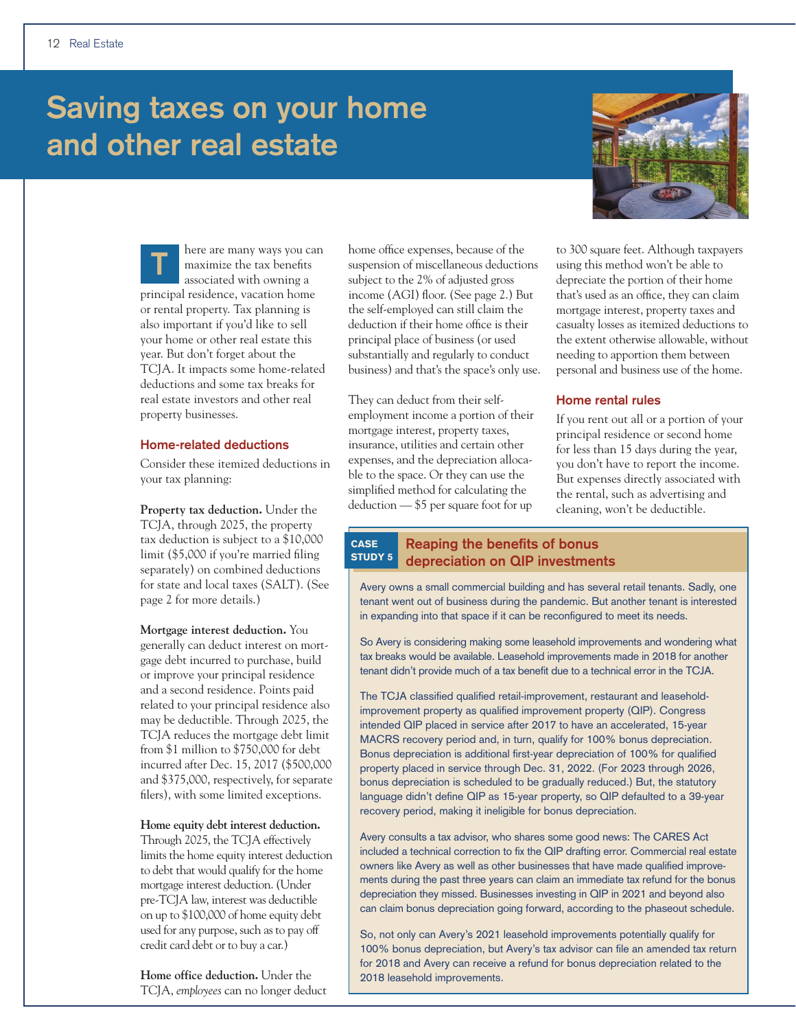# Saving taxes on your home and other real estate

There are many ways you can maximize the tax benefits associated with owning a principal residence, vacation home or rental property. Tax planning is also important if you'd like to sell your home or other real estate this year. But don't forget about the TCJA. It impacts some home-related deductions and some tax breaks for real estate investors and other real property businesses.

## Home-related deductions

Consider these itemized deductions in your tax planning:

**Property tax deduction.** Under the TCJA, through 2025, the property tax deduction is subject to a $10,000 limit ($5,000 if you're married filing separately) on combined deductions for state and local taxes (SALT). (See page 2 for more details.)

**Mortgage interest deduction.** You generally can deduct interest on mortgage debt incurred to purchase, build or improve your principal residence and a second residence. Points paid related to your principal residence also may be deductible. Through 2025, the TCJA reduces the mortgage debt limit from $1 million to $750,000 for debt incurred after Dec. 15, 2017 ($500,000 and $375,000, respectively, for separate filers), with some limited exceptions.

**Home equity debt interest deduction.** Through 2025, the TCJA effectively limits the home equity interest deduction to debt that would qualify for the home mortgage interest deduction. (Under pre-TCJA law, interest was deductible on up to $100,000 of home equity debt used for any purpose, such as to pay off credit card debt or to buy a car.)

**Home office deduction.** Under the TCJA, *employees* can no longer deduct home office expenses, because of the suspension of miscellaneous deductions subject to the 2% of adjusted gross income (AGI) floor. (See page 2.) But the self-employed can still claim the deduction if their home office is their principal place of business (or used substantially and regularly to conduct business) and that's the space's only use.

They can deduct from their self-employment income a portion of their mortgage interest, property taxes, insurance, utilities and certain other expenses, and the depreciation allocable to the space. Or they can use the simplified method for calculating the deduction — $5 per square foot for up to 300 square feet. Although taxpayers using this method won't be able to depreciate the portion of their home that's used as an office, they can claim mortgage interest, property taxes and casualty losses as itemized deductions to the extent otherwise allowable, without needing to apportion them between personal and business use of the home.

## Home rental rules

If you rent out all or a portion of your principal residence or second home for less than 15 days during the year, you don't have to report the income. But expenses directly associated with the rental, such as advertising and cleaning, won't be deductible.

### CASE STUDY 5: Reaping the benefits of bonus depreciation on QIP investments

Avery owns a small commercial building and has several retail tenants. Sadly, one tenant went out of business during the pandemic. But another tenant is interested in expanding into that space if it can be reconfigured to meet its needs.

So Avery is considering making some leasehold improvements and wondering what tax breaks would be available. Leasehold improvements made in 2018 for another tenant didn't provide much of a tax benefit due to a technical error in the TCJA.

The TCJA classified qualified retail-improvement, restaurant and leasehold-improvement property as qualified improvement property (QIP). Congress intended QIP placed in service after 2017 to have an accelerated, 15-year MACRS recovery period and, in turn, qualify for 100% bonus depreciation. Bonus depreciation is additional first-year depreciation of 100% for qualified property placed in service through Dec. 31, 2022. (For 2023 through 2026, bonus depreciation is scheduled to be gradually reduced.) But, the statutory language didn't define QIP as 15-year property, so QIP defaulted to a 39-year recovery period, making it ineligible for bonus depreciation.

Avery consults a tax advisor, who shares some good news: The CARES Act included a technical correction to fix the QIP drafting error. Commercial real estate owners like Avery as well as other businesses that have made qualified improvements during the past three years can claim an immediate tax refund for the bonus depreciation they missed. Businesses investing in QIP in 2021 and beyond also can claim bonus depreciation going forward, according to the phaseout schedule.

So, not only can Avery's 2021 leasehold improvements potentially qualify for 100% bonus depreciation, but Avery's tax advisor can file an amended tax return for 2018 and Avery can receive a refund for bonus depreciation related to the 2018 leasehold improvements.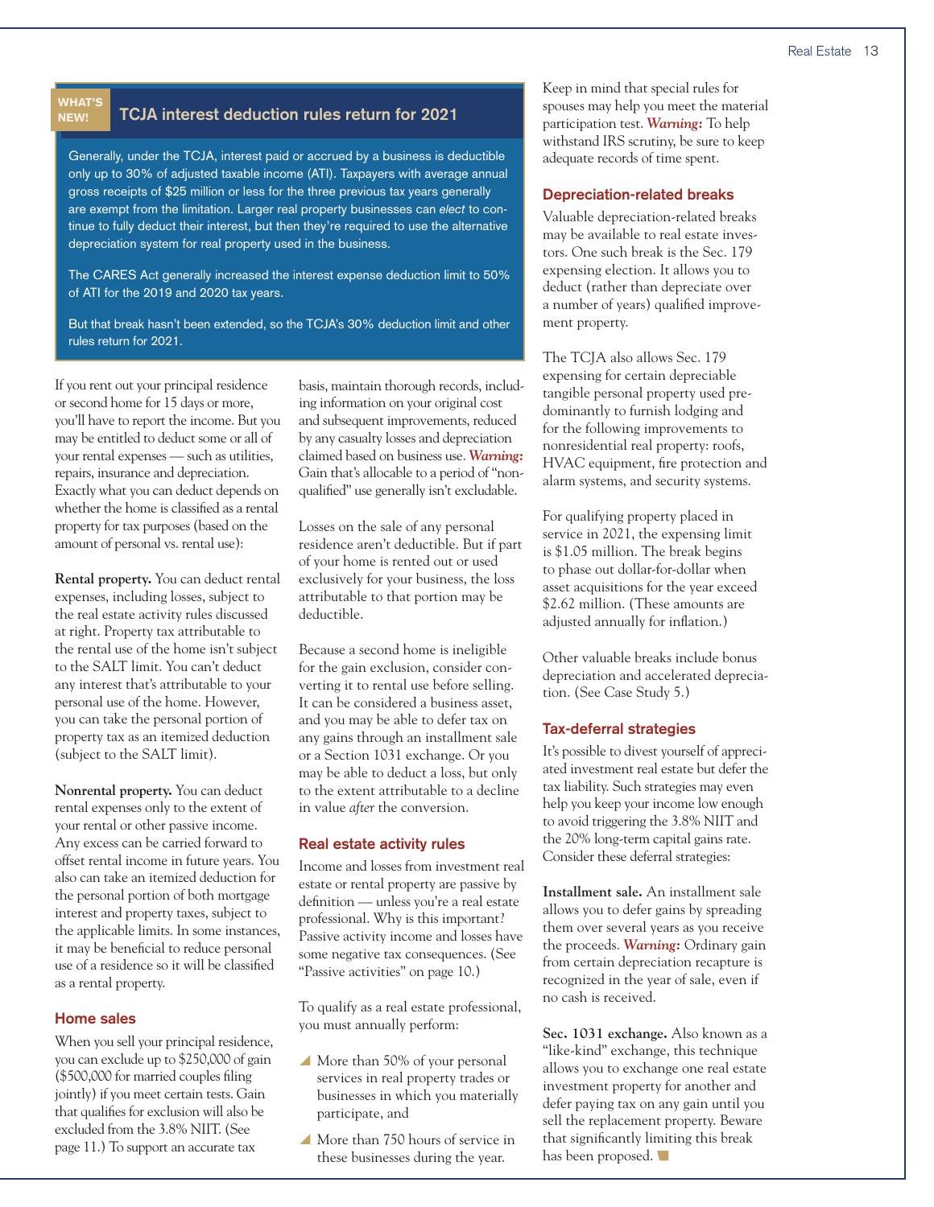**WHAT'S NEW!**

## TCJA interest deduction rules return for 2021

Generally, under the TCJA, interest paid or accrued by a business is deductible only up to 30% of adjusted taxable income (ATI). Taxpayers with average annual gross receipts of $25 million or less for the three previous tax years generally are exempt from the limitation. Larger real property businesses can *elect* to continue to fully deduct their interest, but then they're required to use the alternative depreciation system for real property used in the business.

The CARES Act generally increased the interest expense deduction limit to 50% of ATI for the 2019 and 2020 tax years.

But that break hasn't been extended, so the TCJA's 30% deduction limit and other rules return for 2021.

If you rent out your principal residence or second home for 15 days or more, you'll have to report the income. But you may be entitled to deduct some or all of your rental expenses — such as utilities, repairs, insurance and depreciation. Exactly what you can deduct depends on whether the home is classified as a rental property for tax purposes (based on the amount of personal vs. rental use):

**Rental property.** You can deduct rental expenses, including losses, subject to the real estate activity rules discussed at right. Property tax attributable to the rental use of the home isn't subject to the SALT limit. You can't deduct any interest that's attributable to your personal use of the home. However, you can take the personal portion of property tax as an itemized deduction (subject to the SALT limit).

**Nonrental property.** You can deduct rental expenses only to the extent of your rental or other passive income. Any excess can be carried forward to offset rental income in future years. You also can take an itemized deduction for the personal portion of both mortgage interest and property taxes, subject to the applicable limits. In some instances, it may be beneficial to reduce personal use of a residence so it will be classified as a rental property.

### Home sales

When you sell your principal residence, you can exclude up to $250,000 of gain ($500,000 for married couples filing jointly) if you meet certain tests. Gain that qualifies for exclusion will also be excluded from the 3.8% NIIT. (See page 11.) To support an accurate tax basis, maintain thorough records, including information on your original cost and subsequent improvements, reduced by any casualty losses and depreciation claimed based on business use. ***Warning:*** Gain that's allocable to a period of "nonqualified" use generally isn't excludable.

Losses on the sale of any personal residence aren't deductible. But if part of your home is rented out or used exclusively for your business, the loss attributable to that portion may be deductible.

Because a second home is ineligible for the gain exclusion, consider converting it to rental use before selling. It can be considered a business asset, and you may be able to defer tax on any gains through an installment sale or a Section 1031 exchange. Or you may be able to deduct a loss, but only to the extent attributable to a decline in value *after* the conversion.

### Real estate activity rules

Income and losses from investment real estate or rental property are passive by definition — unless you're a real estate professional. Why is this important? Passive activity income and losses have some negative tax consequences. (See "Passive activities" on page 10.)

To qualify as a real estate professional, you must annually perform:

- More than 50% of your personal services in real property trades or businesses in which you materially participate, and
- More than 750 hours of service in these businesses during the year.

Keep in mind that special rules for spouses may help you meet the material participation test. ***Warning:*** To help withstand IRS scrutiny, be sure to keep adequate records of time spent.

### Depreciation-related breaks

Valuable depreciation-related breaks may be available to real estate investors. One such break is the Sec. 179 expensing election. It allows you to deduct (rather than depreciate over a number of years) qualified improvement property.

The TCJA also allows Sec. 179 expensing for certain depreciable tangible personal property used predominantly to furnish lodging and for the following improvements to nonresidential real property: roofs, HVAC equipment, fire protection and alarm systems, and security systems.

For qualifying property placed in service in 2021, the expensing limit is $1.05 million. The break begins to phase out dollar-for-dollar when asset acquisitions for the year exceed $2.62 million. (These amounts are adjusted annually for inflation.)

Other valuable breaks include bonus depreciation and accelerated depreciation. (See Case Study 5.)

### Tax-deferral strategies

It's possible to divest yourself of appreciated investment real estate but defer the tax liability. Such strategies may even help you keep your income low enough to avoid triggering the 3.8% NIIT and the 20% long-term capital gains rate. Consider these deferral strategies:

**Installment sale.** An installment sale allows you to defer gains by spreading them over several years as you receive the proceeds. ***Warning:*** Ordinary gain from certain depreciation recapture is recognized in the year of sale, even if no cash is received.

**Sec. 1031 exchange.** Also known as a "like-kind" exchange, this technique allows you to exchange one real estate investment property for another and defer paying tax on any gain until you sell the replacement property. Beware that significantly limiting this break has been proposed.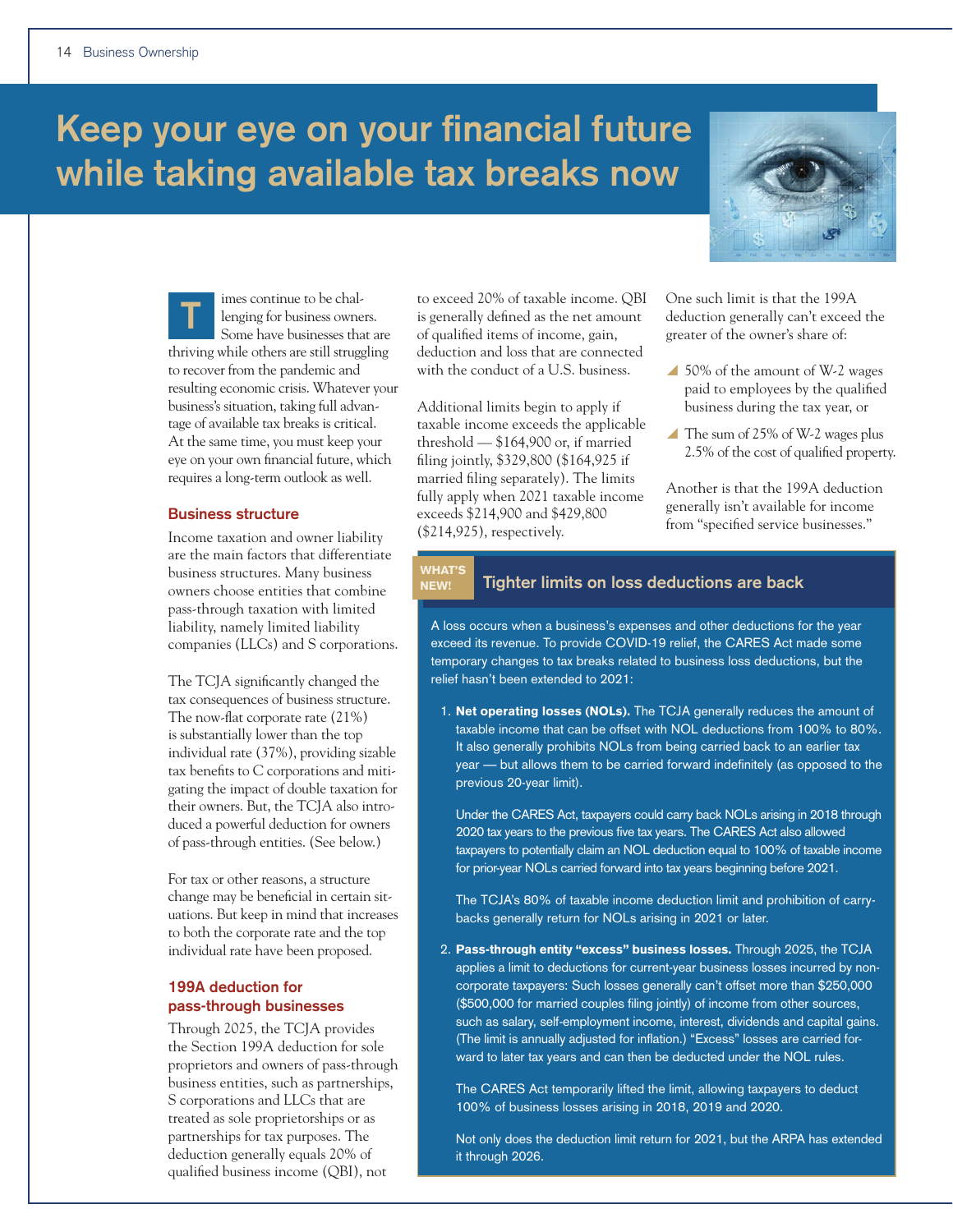# Keep your eye on your financial future while taking available tax breaks now

Times continue to be challenging for business owners. Some have businesses that are thriving while others are still struggling to recover from the pandemic and resulting economic crisis. Whatever your business's situation, taking full advantage of available tax breaks is critical. At the same time, you must keep your eye on your own financial future, which requires a long-term outlook as well.

## Business structure

Income taxation and owner liability are the main factors that differentiate business structures. Many business owners choose entities that combine pass-through taxation with limited liability, namely limited liability companies (LLCs) and S corporations.

The TCJA significantly changed the tax consequences of business structure. The now-flat corporate rate (21%) is substantially lower than the top individual rate (37%), providing sizable tax benefits to C corporations and mitigating the impact of double taxation for their owners. But, the TCJA also introduced a powerful deduction for owners of pass-through entities. (See below.)

For tax or other reasons, a structure change may be beneficial in certain situations. But keep in mind that increases to both the corporate rate and the top individual rate have been proposed.

## 199A deduction for pass-through businesses

Through 2025, the TCJA provides the Section 199A deduction for sole proprietors and owners of pass-through business entities, such as partnerships, S corporations and LLCs that are treated as sole proprietorships or as partnerships for tax purposes. The deduction generally equals 20% of qualified business income (QBI), not to exceed 20% of taxable income. QBI is generally defined as the net amount of qualified items of income, gain, deduction and loss that are connected with the conduct of a U.S. business.

Additional limits begin to apply if taxable income exceeds the applicable threshold — $164,900 or, if married filing jointly, $329,800 ($164,925 if married filing separately). The limits fully apply when 2021 taxable income exceeds $214,900 and $429,800 ($214,925), respectively.

One such limit is that the 199A deduction generally can't exceed the greater of the owner's share of:

- 50% of the amount of W-2 wages paid to employees by the qualified business during the tax year, or
- The sum of 25% of W-2 wages plus 2.5% of the cost of qualified property.

Another is that the 199A deduction generally isn't available for income from "specified service businesses."

### WHAT'S NEW! Tighter limits on loss deductions are back

A loss occurs when a business's expenses and other deductions for the year exceed its revenue. To provide COVID-19 relief, the CARES Act made some temporary changes to tax breaks related to business loss deductions, but the relief hasn't been extended to 2021:

1. **Net operating losses (NOLs).** The TCJA generally reduces the amount of taxable income that can be offset with NOL deductions from 100% to 80%. It also generally prohibits NOLs from being carried back to an earlier tax year — but allows them to be carried forward indefinitely (as opposed to the previous 20-year limit).

   Under the CARES Act, taxpayers could carry back NOLs arising in 2018 through 2020 tax years to the previous five tax years. The CARES Act also allowed taxpayers to potentially claim an NOL deduction equal to 100% of taxable income for prior-year NOLs carried forward into tax years beginning before 2021.

   The TCJA's 80% of taxable income deduction limit and prohibition of carry-backs generally return for NOLs arising in 2021 or later.

2. **Pass-through entity "excess" business losses.** Through 2025, the TCJA applies a limit to deductions for current-year business losses incurred by non-corporate taxpayers: Such losses generally can't offset more than $250,000 ($500,000 for married couples filing jointly) of income from other sources, such as salary, self-employment income, interest, dividends and capital gains. (The limit is annually adjusted for inflation.) "Excess" losses are carried forward to later tax years and can then be deducted under the NOL rules.

   The CARES Act temporarily lifted the limit, allowing taxpayers to deduct 100% of business losses arising in 2018, 2019 and 2020.

   Not only does the deduction limit return for 2021, but the ARPA has extended it through 2026.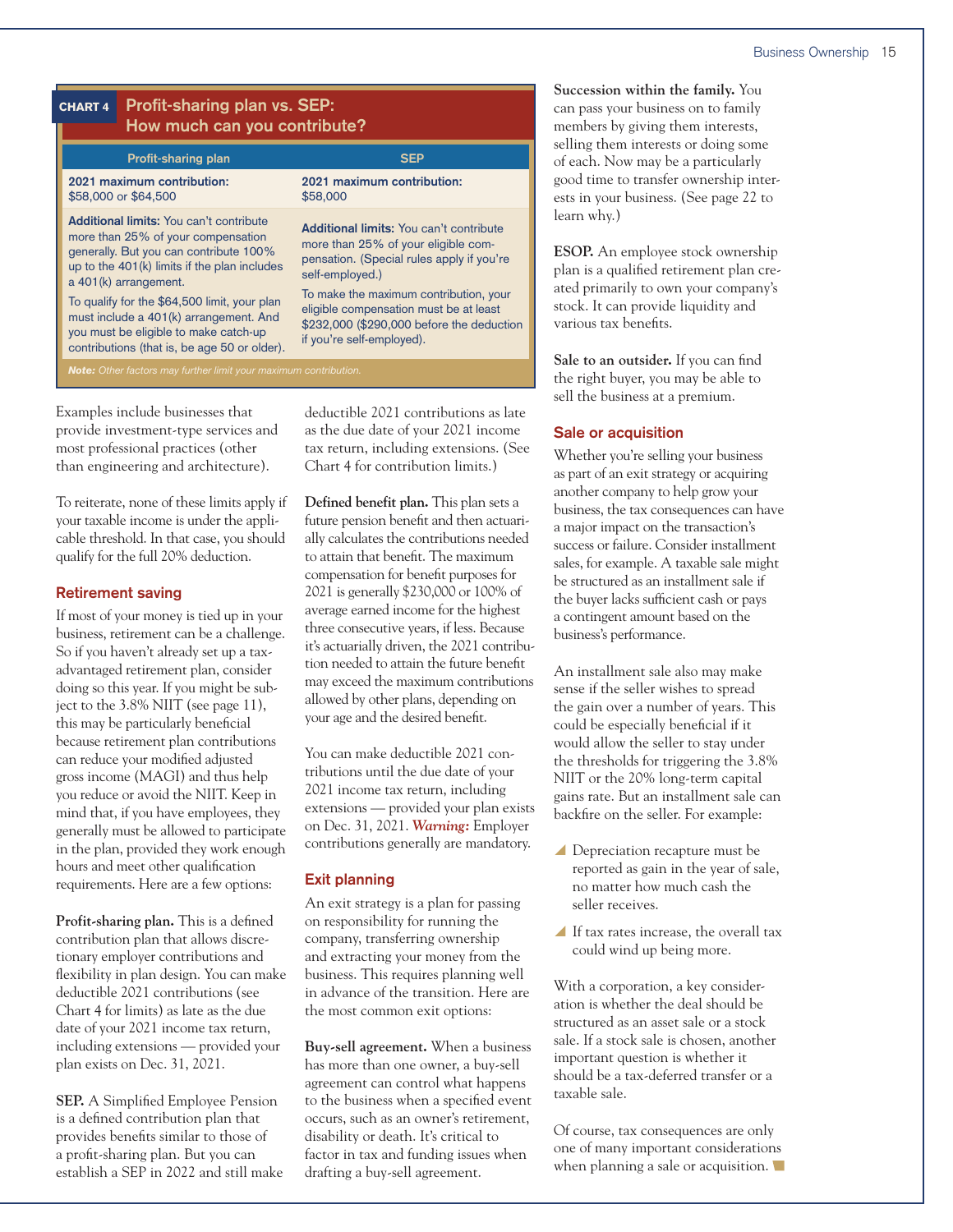**CHART 4 Profit-sharing plan vs. SEP: How much can you contribute?**

| Profit-sharing plan | SEP |
|---|---|
| **2021 maximum contribution:** $58,000 or $64,500 | **2021 maximum contribution:** $58,000 |
| **Additional limits:** You can't contribute more than 25% of your compensation generally. But you can contribute 100% up to the 401(k) limits if the plan includes a 401(k) arrangement. To qualify for the $64,500 limit, your plan must include a 401(k) arrangement. And you must be eligible to make catch-up contributions (that is, be age 50 or older). | **Additional limits:** You can't contribute more than 25% of your eligible compensation. (Special rules apply if you're self-employed.) To make the maximum contribution, your eligible compensation must be at least $232,000 ($290,000 before the deduction if you're self-employed). |

***Note:** Other factors may further limit your maximum contribution.*

Examples include businesses that provide investment-type services and most professional practices (other than engineering and architecture).

To reiterate, none of these limits apply if your taxable income is under the applicable threshold. In that case, you should qualify for the full 20% deduction.

## Retirement saving

If most of your money is tied up in your business, retirement can be a challenge. So if you haven't already set up a tax-advantaged retirement plan, consider doing so this year. If you might be subject to the 3.8% NIIT (see page 11), this may be particularly beneficial because retirement plan contributions can reduce your modified adjusted gross income (MAGI) and thus help you reduce or avoid the NIIT. Keep in mind that, if you have employees, they generally must be allowed to participate in the plan, provided they work enough hours and meet other qualification requirements. Here are a few options:

**Profit-sharing plan.** This is a defined contribution plan that allows discretionary employer contributions and flexibility in plan design. You can make deductible 2021 contributions (see Chart 4 for limits) as late as the due date of your 2021 income tax return, including extensions — provided your plan exists on Dec. 31, 2021.

**SEP.** A Simplified Employee Pension is a defined contribution plan that provides benefits similar to those of a profit-sharing plan. But you can establish a SEP in 2022 and still make deductible 2021 contributions as late as the due date of your 2021 income tax return, including extensions. (See Chart 4 for contribution limits.)

**Defined benefit plan.** This plan sets a future pension benefit and then actuarially calculates the contributions needed to attain that benefit. The maximum compensation for benefit purposes for 2021 is generally $230,000 or 100% of average earned income for the highest three consecutive years, if less. Because it's actuarially driven, the 2021 contribution needed to attain the future benefit may exceed the maximum contributions allowed by other plans, depending on your age and the desired benefit.

You can make deductible 2021 contributions until the due date of your 2021 income tax return, including extensions — provided your plan exists on Dec. 31, 2021. ***Warning:*** Employer contributions generally are mandatory.

## Exit planning

An exit strategy is a plan for passing on responsibility for running the company, transferring ownership and extracting your money from the business. This requires planning well in advance of the transition. Here are the most common exit options:

**Buy-sell agreement.** When a business has more than one owner, a buy-sell agreement can control what happens to the business when a specified event occurs, such as an owner's retirement, disability or death. It's critical to factor in tax and funding issues when drafting a buy-sell agreement.

**Succession within the family.** You can pass your business on to family members by giving them interests, selling them interests or doing some of each. Now may be a particularly good time to transfer ownership interests in your business. (See page 22 to learn why.)

**ESOP.** An employee stock ownership plan is a qualified retirement plan created primarily to own your company's stock. It can provide liquidity and various tax benefits.

**Sale to an outsider.** If you can find the right buyer, you may be able to sell the business at a premium.

## Sale or acquisition

Whether you're selling your business as part of an exit strategy or acquiring another company to help grow your business, the tax consequences can have a major impact on the transaction's success or failure. Consider installment sales, for example. A taxable sale might be structured as an installment sale if the buyer lacks sufficient cash or pays a contingent amount based on the business's performance.

An installment sale also may make sense if the seller wishes to spread the gain over a number of years. This could be especially beneficial if it would allow the seller to stay under the thresholds for triggering the 3.8% NIIT or the 20% long-term capital gains rate. But an installment sale can backfire on the seller. For example:

- Depreciation recapture must be reported as gain in the year of sale, no matter how much cash the seller receives.
- If tax rates increase, the overall tax could wind up being more.

With a corporation, a key consideration is whether the deal should be structured as an asset sale or a stock sale. If a stock sale is chosen, another important question is whether it should be a tax-deferred transfer or a taxable sale.

Of course, tax consequences are only one of many important considerations when planning a sale or acquisition.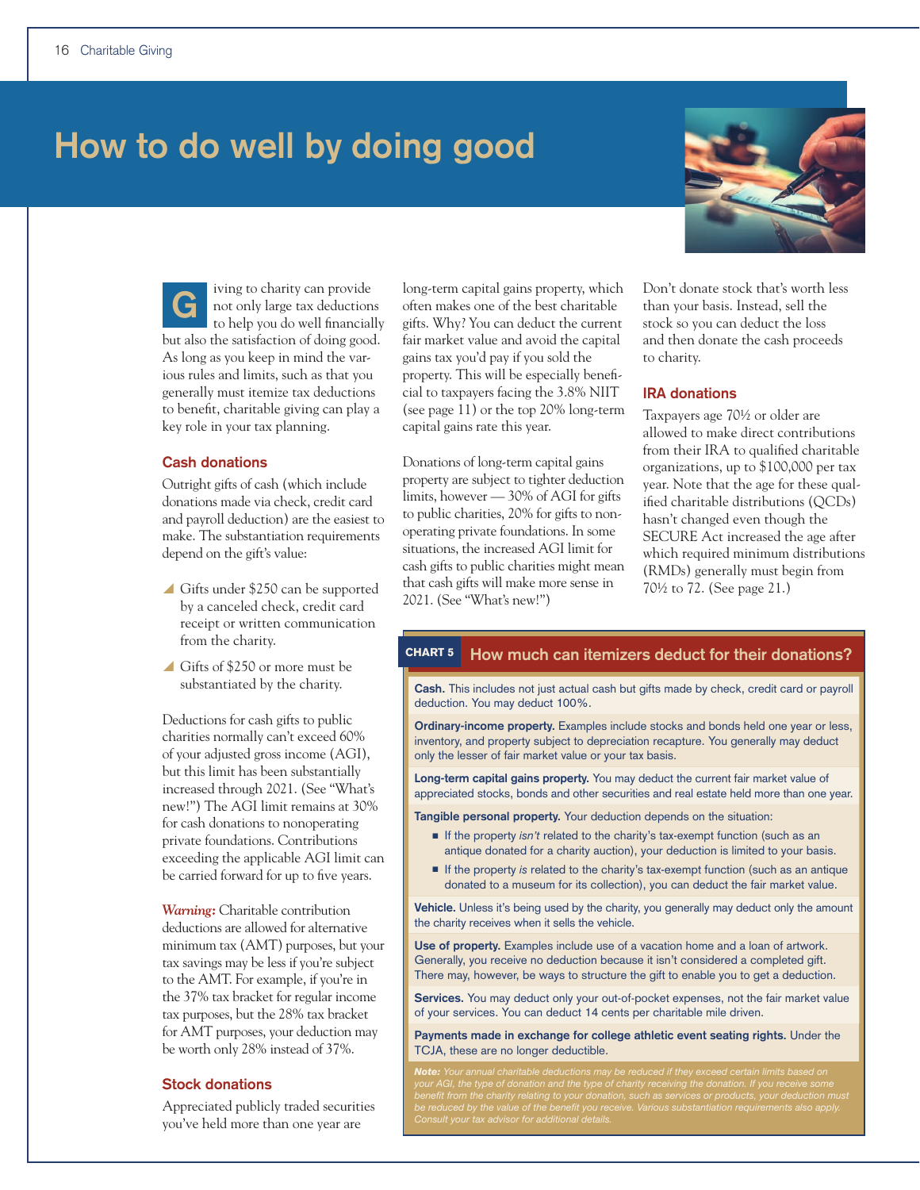# How to do well by doing good

Giving to charity can provide not only large tax deductions to help you do well financially but also the satisfaction of doing good. As long as you keep in mind the various rules and limits, such as that you generally must itemize tax deductions to benefit, charitable giving can play a key role in your tax planning.

## Cash donations

Outright gifts of cash (which include donations made via check, credit card and payroll deduction) are the easiest to make. The substantiation requirements depend on the gift's value:

- Gifts under $250 can be supported by a canceled check, credit card receipt or written communication from the charity.
- Gifts of $250 or more must be substantiated by the charity.

Deductions for cash gifts to public charities normally can't exceed 60% of your adjusted gross income (AGI), but this limit has been substantially increased through 2021. (See "What's new!") The AGI limit remains at 30% for cash donations to nonoperating private foundations. Contributions exceeding the applicable AGI limit can be carried forward for up to five years.

***Warning:*** Charitable contribution deductions are allowed for alternative minimum tax (AMT) purposes, but your tax savings may be less if you're subject to the AMT. For example, if you're in the 37% tax bracket for regular income tax purposes, but the 28% tax bracket for AMT purposes, your deduction may be worth only 28% instead of 37%.

## Stock donations

Appreciated publicly traded securities you've held more than one year are long-term capital gains property, which often makes one of the best charitable gifts. Why? You can deduct the current fair market value and avoid the capital gains tax you'd pay if you sold the property. This will be especially beneficial to taxpayers facing the 3.8% NIIT (see page 11) or the top 20% long-term capital gains rate this year.

Donations of long-term capital gains property are subject to tighter deduction limits, however — 30% of AGI for gifts to public charities, 20% for gifts to nonoperating private foundations. In some situations, the increased AGI limit for cash gifts to public charities might mean that cash gifts will make more sense in 2021. (See "What's new!")

Don't donate stock that's worth less than your basis. Instead, sell the stock so you can deduct the loss and then donate the cash proceeds to charity.

## IRA donations

Taxpayers age 70½ or older are allowed to make direct contributions from their IRA to qualified charitable organizations, up to $100,000 per tax year. Note that the age for these qualified charitable distributions (QCDs) hasn't changed even though the SECURE Act increased the age after which required minimum distributions (RMDs) generally must begin from 70½ to 72. (See page 21.)

### CHART 5 How much can itemizers deduct for their donations?

**Cash.** This includes not just actual cash but gifts made by check, credit card or payroll deduction. You may deduct 100%.

**Ordinary-income property.** Examples include stocks and bonds held one year or less, inventory, and property subject to depreciation recapture. You generally may deduct only the lesser of fair market value or your tax basis.

**Long-term capital gains property.** You may deduct the current fair market value of appreciated stocks, bonds and other securities and real estate held more than one year.

**Tangible personal property.** Your deduction depends on the situation:

- If the property *isn't* related to the charity's tax-exempt function (such as an antique donated for a charity auction), your deduction is limited to your basis.
- If the property *is* related to the charity's tax-exempt function (such as an antique donated to a museum for its collection), you can deduct the fair market value.

**Vehicle.** Unless it's being used by the charity, you generally may deduct only the amount the charity receives when it sells the vehicle.

**Use of property.** Examples include use of a vacation home and a loan of artwork. Generally, you receive no deduction because it isn't considered a completed gift. There may, however, be ways to structure the gift to enable you to get a deduction.

**Services.** You may deduct only your out-of-pocket expenses, not the fair market value of your services. You can deduct 14 cents per charitable mile driven.

**Payments made in exchange for college athletic event seating rights.** Under the TCJA, these are no longer deductible.

***Note:*** *Your annual charitable deductions may be reduced if they exceed certain limits based on your AGI, the type of donation and the type of charity receiving the donation. If you receive some benefit from the charity relating to your donation, such as services or products, your deduction must be reduced by the value of the benefit you receive. Various substantiation requirements also apply. Consult your tax advisor for additional details.*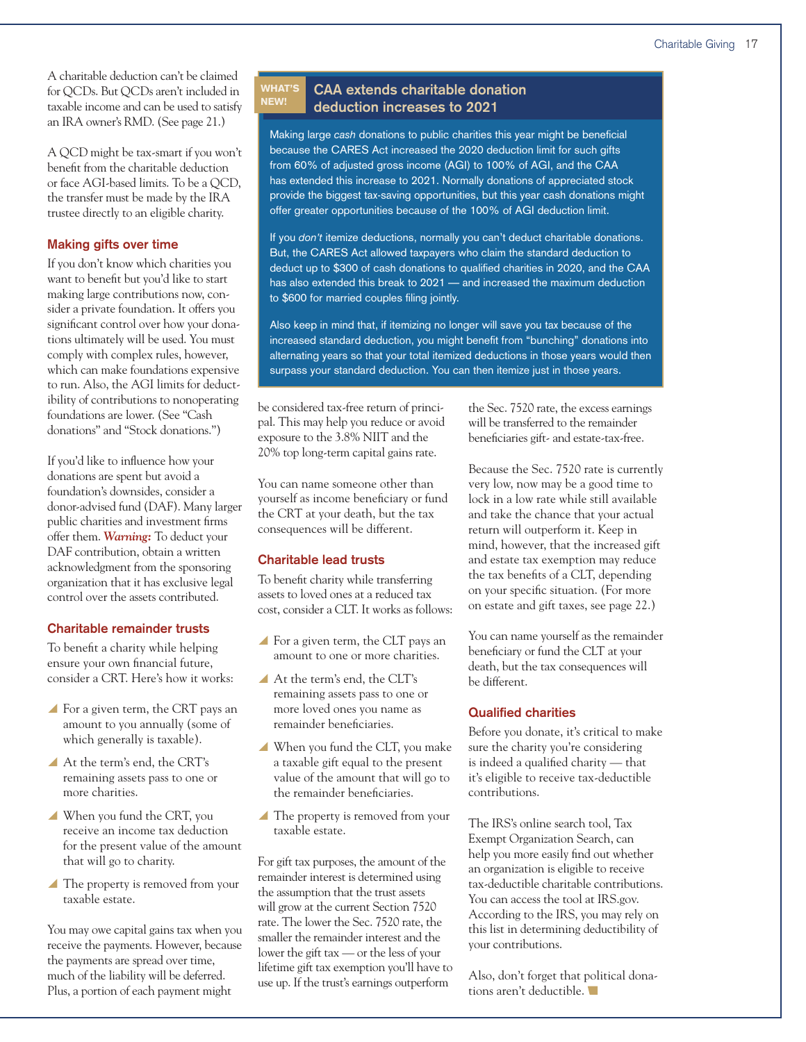A charitable deduction can't be claimed for QCDs. But QCDs aren't included in taxable income and can be used to satisfy an IRA owner's RMD. (See page 21.)

A QCD might be tax-smart if you won't benefit from the charitable deduction or face AGI-based limits. To be a QCD, the transfer must be made by the IRA trustee directly to an eligible charity.

### Making gifts over time

If you don't know which charities you want to benefit but you'd like to start making large contributions now, consider a private foundation. It offers you significant control over how your donations ultimately will be used. You must comply with complex rules, however, which can make foundations expensive to run. Also, the AGI limits for deductibility of contributions to nonoperating foundations are lower. (See "Cash donations" and "Stock donations.")

If you'd like to influence how your donations are spent but avoid a foundation's downsides, consider a donor-advised fund (DAF). Many larger public charities and investment firms offer them. ***Warning:*** To deduct your DAF contribution, obtain a written acknowledgment from the sponsoring organization that it has exclusive legal control over the assets contributed.

### Charitable remainder trusts

To benefit a charity while helping ensure your own financial future, consider a CRT. Here's how it works:

- For a given term, the CRT pays an amount to you annually (some of which generally is taxable).
- At the term's end, the CRT's remaining assets pass to one or more charities.
- When you fund the CRT, you receive an income tax deduction for the present value of the amount that will go to charity.
- The property is removed from your taxable estate.

You may owe capital gains tax when you receive the payments. However, because the payments are spread over time, much of the liability will be deferred. Plus, a portion of each payment might be considered tax-free return of principal. This may help you reduce or avoid exposure to the 3.8% NIIT and the 20% top long-term capital gains rate.

You can name someone other than yourself as income beneficiary or fund the CRT at your death, but the tax consequences will be different.

### Charitable lead trusts

To benefit charity while transferring assets to loved ones at a reduced tax cost, consider a CLT. It works as follows:

- For a given term, the CLT pays an amount to one or more charities.
- At the term's end, the CLT's remaining assets pass to one or more loved ones you name as remainder beneficiaries.
- When you fund the CLT, you make a taxable gift equal to the present value of the amount that will go to the remainder beneficiaries.
- The property is removed from your taxable estate.

For gift tax purposes, the amount of the remainder interest is determined using the assumption that the trust assets will grow at the current Section 7520 rate. The lower the Sec. 7520 rate, the smaller the remainder interest and the lower the gift tax — or the less of your lifetime gift tax exemption you'll have to use up. If the trust's earnings outperform the Sec. 7520 rate, the excess earnings will be transferred to the remainder beneficiaries gift- and estate-tax-free.

Because the Sec. 7520 rate is currently very low, now may be a good time to lock in a low rate while still available and take the chance that your actual return will outperform it. Keep in mind, however, that the increased gift and estate tax exemption may reduce the tax benefits of a CLT, depending on your specific situation. (For more on estate and gift taxes, see page 22.)

You can name yourself as the remainder beneficiary or fund the CLT at your death, but the tax consequences will be different.

### Qualified charities

Before you donate, it's critical to make sure the charity you're considering is indeed a qualified charity — that it's eligible to receive tax-deductible contributions.

The IRS's online search tool, Tax Exempt Organization Search, can help you more easily find out whether an organization is eligible to receive tax-deductible charitable contributions. You can access the tool at IRS.gov. According to the IRS, you may rely on this list in determining deductibility of your contributions.

Also, don't forget that political donations aren't deductible.

---

**WHAT'S NEW!**

### CAA extends charitable donation deduction increases to 2021

Making large *cash* donations to public charities this year might be beneficial because the CARES Act increased the 2020 deduction limit for such gifts from 60% of adjusted gross income (AGI) to 100% of AGI, and the CAA has extended this increase to 2021. Normally donations of appreciated stock provide the biggest tax-saving opportunities, but this year cash donations might offer greater opportunities because of the 100% of AGI deduction limit.

If you *don't* itemize deductions, normally you can't deduct charitable donations. But, the CARES Act allowed taxpayers who claim the standard deduction to deduct up to $300 of cash donations to qualified charities in 2020, and the CAA has also extended this break to 2021 — and increased the maximum deduction to $600 for married couples filing jointly.

Also keep in mind that, if itemizing no longer will save you tax because of the increased standard deduction, you might benefit from "bunching" donations into alternating years so that your total itemized deductions in those years would then surpass your standard deduction. You can then itemize just in those years.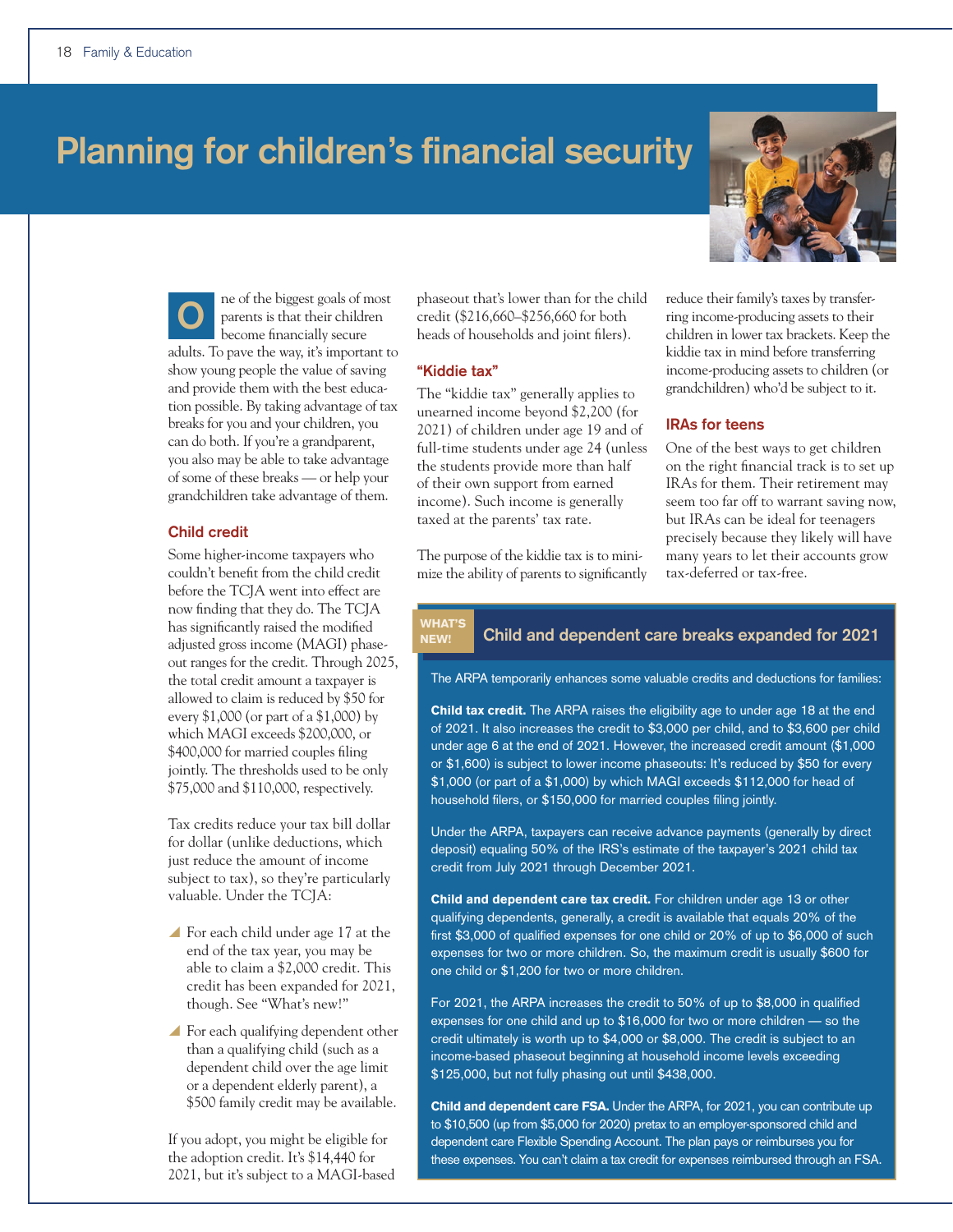# Planning for children's financial security

One of the biggest goals of most parents is that their children become financially secure adults. To pave the way, it's important to show young people the value of saving and provide them with the best education possible. By taking advantage of tax breaks for you and your children, you can do both. If you're a grandparent, you also may be able to take advantage of some of these breaks — or help your grandchildren take advantage of them.

## Child credit

Some higher-income taxpayers who couldn't benefit from the child credit before the TCJA went into effect are now finding that they do. The TCJA has significantly raised the modified adjusted gross income (MAGI) phaseout ranges for the credit. Through 2025, the total credit amount a taxpayer is allowed to claim is reduced by $50 for every $1,000 (or part of a $1,000) by which MAGI exceeds $200,000, or $400,000 for married couples filing jointly. The thresholds used to be only $75,000 and $110,000, respectively.

Tax credits reduce your tax bill dollar for dollar (unlike deductions, which just reduce the amount of income subject to tax), so they're particularly valuable. Under the TCJA:

- For each child under age 17 at the end of the tax year, you may be able to claim a $2,000 credit. This credit has been expanded for 2021, though. See "What's new!"
- For each qualifying dependent other than a qualifying child (such as a dependent child over the age limit or a dependent elderly parent), a $500 family credit may be available.

If you adopt, you might be eligible for the adoption credit. It's $14,440 for 2021, but it's subject to a MAGI-based phaseout that's lower than for the child credit ($216,660–$256,660 for both heads of households and joint filers).

## "Kiddie tax"

The "kiddie tax" generally applies to unearned income beyond $2,200 (for 2021) of children under age 19 and of full-time students under age 24 (unless the students provide more than half of their own support from earned income). Such income is generally taxed at the parents' tax rate.

The purpose of the kiddie tax is to minimize the ability of parents to significantly reduce their family's taxes by transferring income-producing assets to their children in lower tax brackets. Keep the kiddie tax in mind before transferring income-producing assets to children (or grandchildren) who'd be subject to it.

## IRAs for teens

One of the best ways to get children on the right financial track is to set up IRAs for them. Their retirement may seem too far off to warrant saving now, but IRAs can be ideal for teenagers precisely because they likely will have many years to let their accounts grow tax-deferred or tax-free.

## WHAT'S NEW! Child and dependent care breaks expanded for 2021

The ARPA temporarily enhances some valuable credits and deductions for families:

**Child tax credit.** The ARPA raises the eligibility age to under age 18 at the end of 2021. It also increases the credit to $3,000 per child, and to $3,600 per child under age 6 at the end of 2021. However, the increased credit amount ($1,000 or $1,600) is subject to lower income phaseouts: It's reduced by $50 for every $1,000 (or part of a $1,000) by which MAGI exceeds $112,000 for head of household filers, or $150,000 for married couples filing jointly.

Under the ARPA, taxpayers can receive advance payments (generally by direct deposit) equaling 50% of the IRS's estimate of the taxpayer's 2021 child tax credit from July 2021 through December 2021.

**Child and dependent care tax credit.** For children under age 13 or other qualifying dependents, generally, a credit is available that equals 20% of the first $3,000 of qualified expenses for one child or 20% of up to $6,000 of such expenses for two or more children. So, the maximum credit is usually $600 for one child or $1,200 for two or more children.

For 2021, the ARPA increases the credit to 50% of up to $8,000 in qualified expenses for one child and up to $16,000 for two or more children — so the credit ultimately is worth up to $4,000 or $8,000. The credit is subject to an income-based phaseout beginning at household income levels exceeding $125,000, but not fully phasing out until $438,000.

**Child and dependent care FSA.** Under the ARPA, for 2021, you can contribute up to $10,500 (up from $5,000 for 2020) pretax to an employer-sponsored child and dependent care Flexible Spending Account. The plan pays or reimburses you for these expenses. You can't claim a tax credit for expenses reimbursed through an FSA.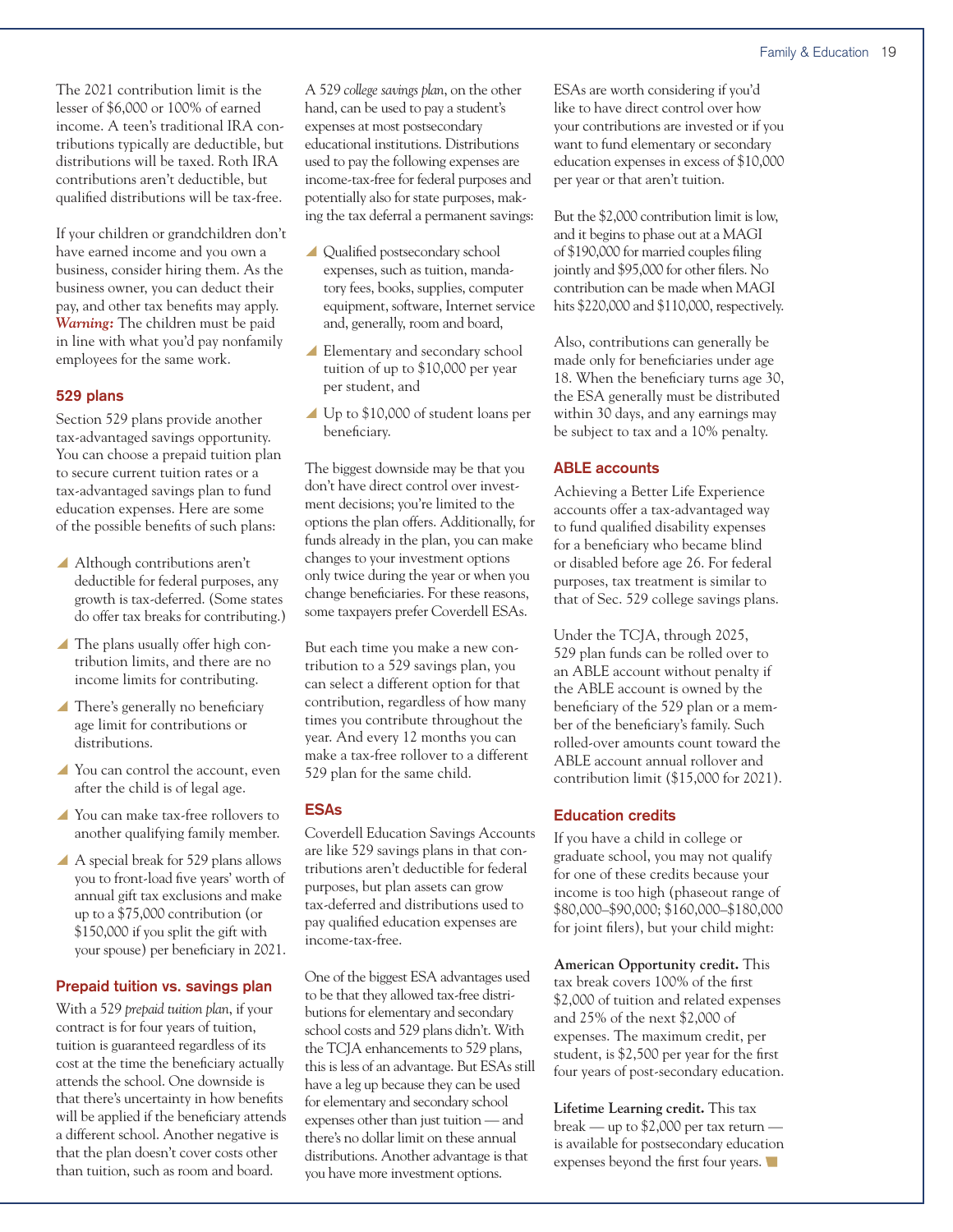The 2021 contribution limit is the lesser of $6,000 or 100% of earned income. A teen's traditional IRA contributions typically are deductible, but distributions will be taxed. Roth IRA contributions aren't deductible, but qualified distributions will be tax-free.

If your children or grandchildren don't have earned income and you own a business, consider hiring them. As the business owner, you can deduct their pay, and other tax benefits may apply. ***Warning:*** The children must be paid in line with what you'd pay nonfamily employees for the same work.

## 529 plans

Section 529 plans provide another tax-advantaged savings opportunity. You can choose a prepaid tuition plan to secure current tuition rates or a tax-advantaged savings plan to fund education expenses. Here are some of the possible benefits of such plans:

- Although contributions aren't deductible for federal purposes, any growth is tax-deferred. (Some states do offer tax breaks for contributing.)
- The plans usually offer high contribution limits, and there are no income limits for contributing.
- There's generally no beneficiary age limit for contributions or distributions.
- You can control the account, even after the child is of legal age.
- You can make tax-free rollovers to another qualifying family member.
- A special break for 529 plans allows you to front-load five years' worth of annual gift tax exclusions and make up to a $75,000 contribution (or $150,000 if you split the gift with your spouse) per beneficiary in 2021.

## Prepaid tuition vs. savings plan

With a 529 *prepaid tuition plan*, if your contract is for four years of tuition, tuition is guaranteed regardless of its cost at the time the beneficiary actually attends the school. One downside is that there's uncertainty in how benefits will be applied if the beneficiary attends a different school. Another negative is that the plan doesn't cover costs other than tuition, such as room and board.

A 529 *college savings plan*, on the other hand, can be used to pay a student's expenses at most postsecondary educational institutions. Distributions used to pay the following expenses are income-tax-free for federal purposes and potentially also for state purposes, making the tax deferral a permanent savings:

- Qualified postsecondary school expenses, such as tuition, mandatory fees, books, supplies, computer equipment, software, Internet service and, generally, room and board,
- Elementary and secondary school tuition of up to $10,000 per year per student, and
- Up to $10,000 of student loans per beneficiary.

The biggest downside may be that you don't have direct control over investment decisions; you're limited to the options the plan offers. Additionally, for funds already in the plan, you can make changes to your investment options only twice during the year or when you change beneficiaries. For these reasons, some taxpayers prefer Coverdell ESAs.

But each time you make a new contribution to a 529 savings plan, you can select a different option for that contribution, regardless of how many times you contribute throughout the year. And every 12 months you can make a tax-free rollover to a different 529 plan for the same child.

## ESAs

Coverdell Education Savings Accounts are like 529 savings plans in that contributions aren't deductible for federal purposes, but plan assets can grow tax-deferred and distributions used to pay qualified education expenses are income-tax-free.

One of the biggest ESA advantages used to be that they allowed tax-free distributions for elementary and secondary school costs and 529 plans didn't. With the TCJA enhancements to 529 plans, this is less of an advantage. But ESAs still have a leg up because they can be used for elementary and secondary school expenses other than just tuition — and there's no dollar limit on these annual distributions. Another advantage is that you have more investment options.

ESAs are worth considering if you'd like to have direct control over how your contributions are invested or if you want to fund elementary or secondary education expenses in excess of $10,000 per year or that aren't tuition.

But the $2,000 contribution limit is low, and it begins to phase out at a MAGI of $190,000 for married couples filing jointly and $95,000 for other filers. No contribution can be made when MAGI hits $220,000 and $110,000, respectively.

Also, contributions can generally be made only for beneficiaries under age 18. When the beneficiary turns age 30, the ESA generally must be distributed within 30 days, and any earnings may be subject to tax and a 10% penalty.

## ABLE accounts

Achieving a Better Life Experience accounts offer a tax-advantaged way to fund qualified disability expenses for a beneficiary who became blind or disabled before age 26. For federal purposes, tax treatment is similar to that of Sec. 529 college savings plans.

Under the TCJA, through 2025, 529 plan funds can be rolled over to an ABLE account without penalty if the ABLE account is owned by the beneficiary of the 529 plan or a member of the beneficiary's family. Such rolled-over amounts count toward the ABLE account annual rollover and contribution limit ($15,000 for 2021).

## Education credits

If you have a child in college or graduate school, you may not qualify for one of these credits because your income is too high (phaseout range of $80,000–$90,000; $160,000–$180,000 for joint filers), but your child might:

**American Opportunity credit.** This tax break covers 100% of the first $2,000 of tuition and related expenses and 25% of the next $2,000 of expenses. The maximum credit, per student, is $2,500 per year for the first four years of post-secondary education.

**Lifetime Learning credit.** This tax break — up to $2,000 per tax return — is available for postsecondary education expenses beyond the first four years.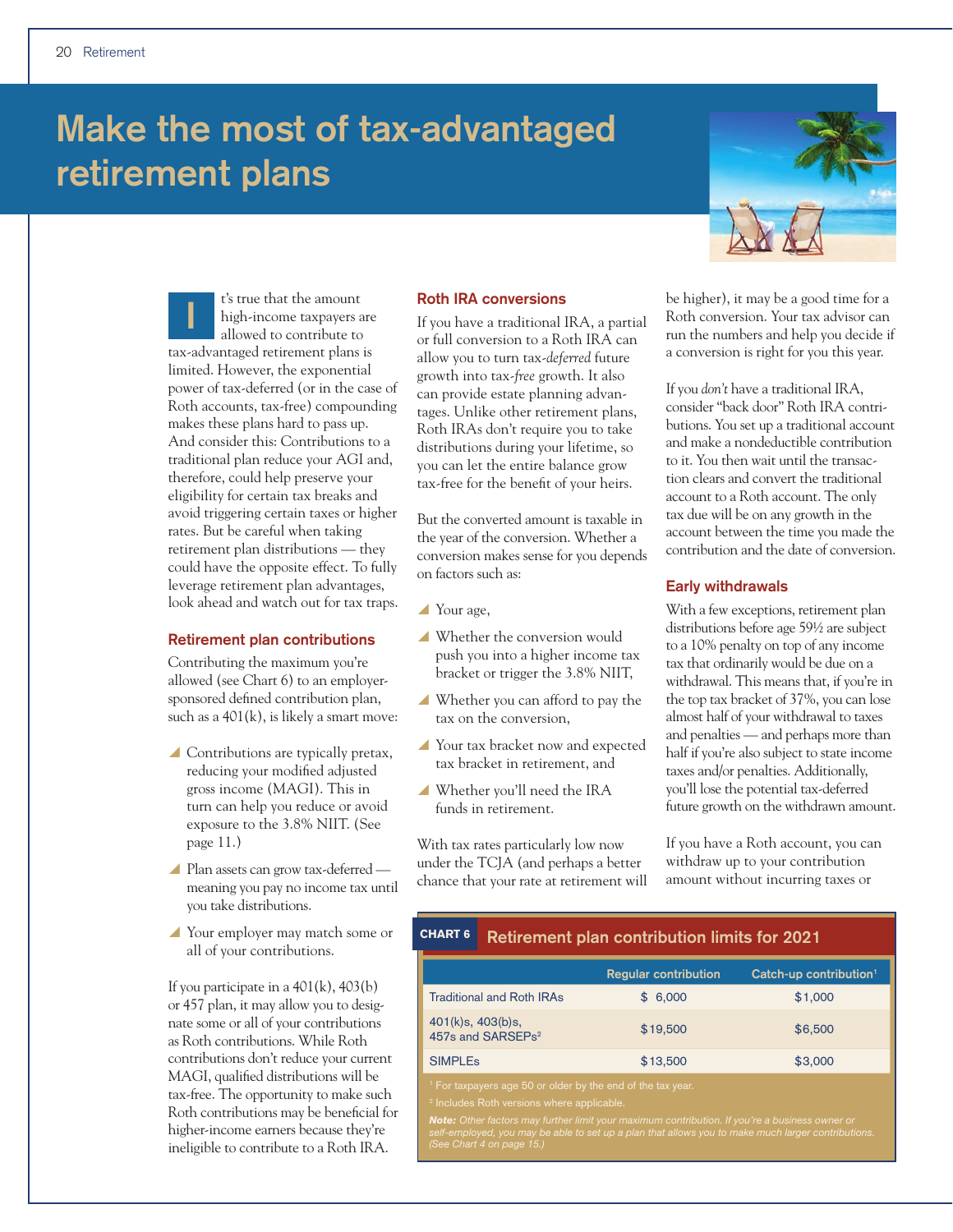# Make the most of tax-advantaged retirement plans

It's true that the amount high-income taxpayers are allowed to contribute to tax-advantaged retirement plans is limited. However, the exponential power of tax-deferred (or in the case of Roth accounts, tax-free) compounding makes these plans hard to pass up. And consider this: Contributions to a traditional plan reduce your AGI and, therefore, could help preserve your eligibility for certain tax breaks and avoid triggering certain taxes or higher rates. But be careful when taking retirement plan distributions — they could have the opposite effect. To fully leverage retirement plan advantages, look ahead and watch out for tax traps.

## Retirement plan contributions

Contributing the maximum you're allowed (see Chart 6) to an employer-sponsored defined contribution plan, such as a 401(k), is likely a smart move:

- Contributions are typically pretax, reducing your modified adjusted gross income (MAGI). This in turn can help you reduce or avoid exposure to the 3.8% NIIT. (See page 11.)
- Plan assets can grow tax-deferred — meaning you pay no income tax until you take distributions.
- Your employer may match some or all of your contributions.

If you participate in a 401(k), 403(b) or 457 plan, it may allow you to designate some or all of your contributions as Roth contributions. While Roth contributions don't reduce your current MAGI, qualified distributions will be tax-free. The opportunity to make such Roth contributions may be beneficial for higher-income earners because they're ineligible to contribute to a Roth IRA.

## Roth IRA conversions

If you have a traditional IRA, a partial or full conversion to a Roth IRA can allow you to turn tax-*deferred* future growth into tax-*free* growth. It also can provide estate planning advantages. Unlike other retirement plans, Roth IRAs don't require you to take distributions during your lifetime, so you can let the entire balance grow tax-free for the benefit of your heirs.

But the converted amount is taxable in the year of the conversion. Whether a conversion makes sense for you depends on factors such as:

- Your age,
- Whether the conversion would push you into a higher income tax bracket or trigger the 3.8% NIIT,
- Whether you can afford to pay the tax on the conversion,
- Your tax bracket now and expected tax bracket in retirement, and
- Whether you'll need the IRA funds in retirement.

With tax rates particularly low now under the TCJA (and perhaps a better chance that your rate at retirement will be higher), it may be a good time for a Roth conversion. Your tax advisor can run the numbers and help you decide if a conversion is right for you this year.

If you *don't* have a traditional IRA, consider "back door" Roth IRA contributions. You set up a traditional account and make a nondeductible contribution to it. You then wait until the transaction clears and convert the traditional account to a Roth account. The only tax due will be on any growth in the account between the time you made the contribution and the date of conversion.

## Early withdrawals

With a few exceptions, retirement plan distributions before age 59½ are subject to a 10% penalty on top of any income tax that ordinarily would be due on a withdrawal. This means that, if you're in the top tax bracket of 37%, you can lose almost half of your withdrawal to taxes and penalties — and perhaps more than half if you're also subject to state income taxes and/or penalties. Additionally, you'll lose the potential tax-deferred future growth on the withdrawn amount.

If you have a Roth account, you can withdraw up to your contribution amount without incurring taxes or

**CHART 6 Retirement plan contribution limits for 2021**

| | Regular contribution | Catch-up contribution[1] |
|---|---|---|
| Traditional and Roth IRAs | $ 6,000 | $1,000 |
| 401(k)s, 403(b)s, 457s and SARSEPs[2] | $19,500 | $6,500 |
| SIMPLEs | $13,500 | $3,000 |

[1] For taxpayers age 50 or older by the end of the tax year.

[2] Includes Roth versions where applicable.

***Note:*** *Other factors may further limit your maximum contribution. If you're a business owner or self-employed, you may be able to set up a plan that allows you to make much larger contributions. (See Chart 4 on page 15.)*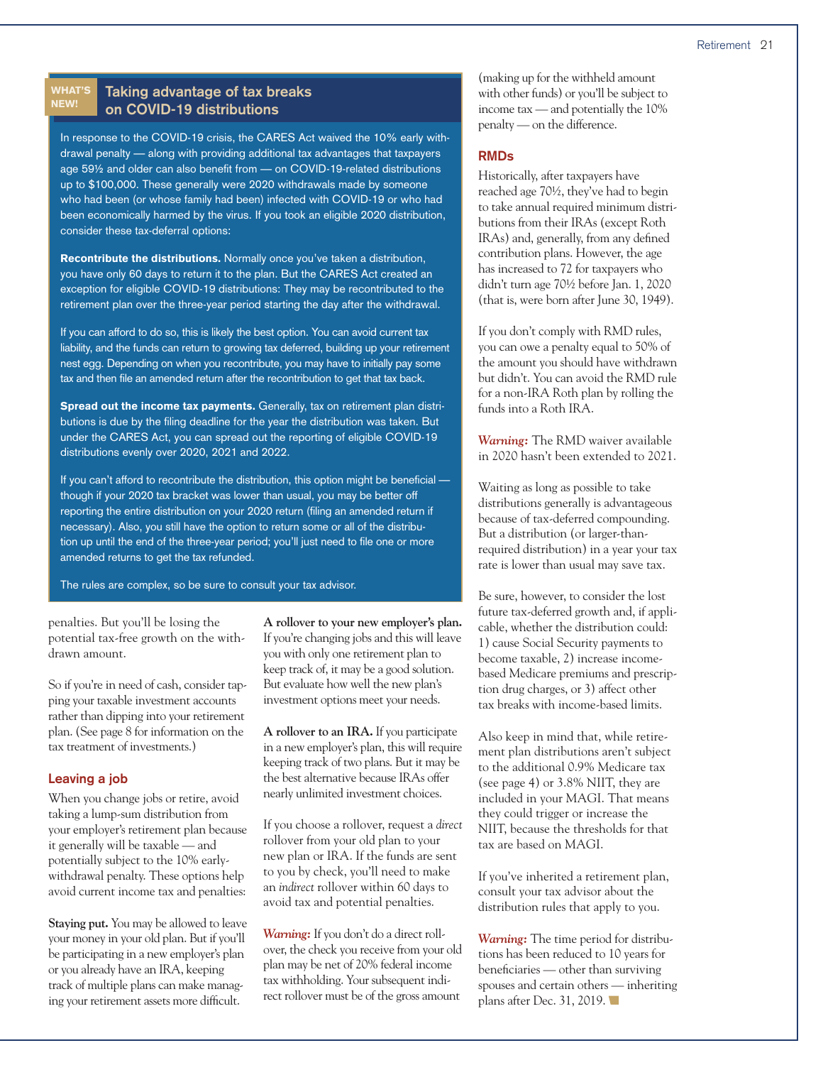**WHAT'S NEW!**

## Taking advantage of tax breaks on COVID-19 distributions

In response to the COVID-19 crisis, the CARES Act waived the 10% early withdrawal penalty — along with providing additional tax advantages that taxpayers age 59½ and older can also benefit from — on COVID-19-related distributions up to $100,000. These generally were 2020 withdrawals made by someone who had been (or whose family had been) infected with COVID-19 or who had been economically harmed by the virus. If you took an eligible 2020 distribution, consider these tax-deferral options:

**Recontribute the distributions.** Normally once you've taken a distribution, you have only 60 days to return it to the plan. But the CARES Act created an exception for eligible COVID-19 distributions: They may be recontributed to the retirement plan over the three-year period starting the day after the withdrawal.

If you can afford to do so, this is likely the best option. You can avoid current tax liability, and the funds can return to growing tax deferred, building up your retirement nest egg. Depending on when you recontribute, you may have to initially pay some tax and then file an amended return after the recontribution to get that tax back.

**Spread out the income tax payments.** Generally, tax on retirement plan distributions is due by the filing deadline for the year the distribution was taken. But under the CARES Act, you can spread out the reporting of eligible COVID-19 distributions evenly over 2020, 2021 and 2022.

If you can't afford to recontribute the distribution, this option might be beneficial — though if your 2020 tax bracket was lower than usual, you may be better off reporting the entire distribution on your 2020 return (filing an amended return if necessary). Also, you still have the option to return some or all of the distribution up until the end of the three-year period; you'll just need to file one or more amended returns to get the tax refunded.

The rules are complex, so be sure to consult your tax advisor.

penalties. But you'll be losing the potential tax-free growth on the withdrawn amount.

So if you're in need of cash, consider tapping your taxable investment accounts rather than dipping into your retirement plan. (See page 8 for information on the tax treatment of investments.)

## Leaving a job

When you change jobs or retire, avoid taking a lump-sum distribution from your employer's retirement plan because it generally will be taxable — and potentially subject to the 10% early-withdrawal penalty. These options help avoid current income tax and penalties:

**Staying put.** You may be allowed to leave your money in your old plan. But if you'll be participating in a new employer's plan or you already have an IRA, keeping track of multiple plans can make managing your retirement assets more difficult.

**A rollover to your new employer's plan.** If you're changing jobs and this will leave you with only one retirement plan to keep track of, it may be a good solution. But evaluate how well the new plan's investment options meet your needs.

**A rollover to an IRA.** If you participate in a new employer's plan, this will require keeping track of two plans. But it may be the best alternative because IRAs offer nearly unlimited investment choices.

If you choose a rollover, request a *direct* rollover from your old plan to your new plan or IRA. If the funds are sent to you by check, you'll need to make an *indirect* rollover within 60 days to avoid tax and potential penalties.

*Warning:* If you don't do a direct rollover, the check you receive from your old plan may be net of 20% federal income tax withholding. Your subsequent indirect rollover must be of the gross amount (making up for the withheld amount with other funds) or you'll be subject to income tax — and potentially the 10% penalty — on the difference.

## RMDs

Historically, after taxpayers have reached age 70½, they've had to begin to take annual required minimum distributions from their IRAs (except Roth IRAs) and, generally, from any defined contribution plans. However, the age has increased to 72 for taxpayers who didn't turn age 70½ before Jan. 1, 2020 (that is, were born after June 30, 1949).

If you don't comply with RMD rules, you can owe a penalty equal to 50% of the amount you should have withdrawn but didn't. You can avoid the RMD rule for a non-IRA Roth plan by rolling the funds into a Roth IRA.

*Warning:* The RMD waiver available in 2020 hasn't been extended to 2021.

Waiting as long as possible to take distributions generally is advantageous because of tax-deferred compounding. But a distribution (or larger-than-required distribution) in a year your tax rate is lower than usual may save tax.

Be sure, however, to consider the lost future tax-deferred growth and, if applicable, whether the distribution could: 1) cause Social Security payments to become taxable, 2) increase income-based Medicare premiums and prescription drug charges, or 3) affect other tax breaks with income-based limits.

Also keep in mind that, while retirement plan distributions aren't subject to the additional 0.9% Medicare tax (see page 4) or 3.8% NIIT, they are included in your MAGI. That means they could trigger or increase the NIIT, because the thresholds for that tax are based on MAGI.

If you've inherited a retirement plan, consult your tax advisor about the distribution rules that apply to you.

*Warning:* The time period for distributions has been reduced to 10 years for beneficiaries — other than surviving spouses and certain others — inheriting plans after Dec. 31, 2019.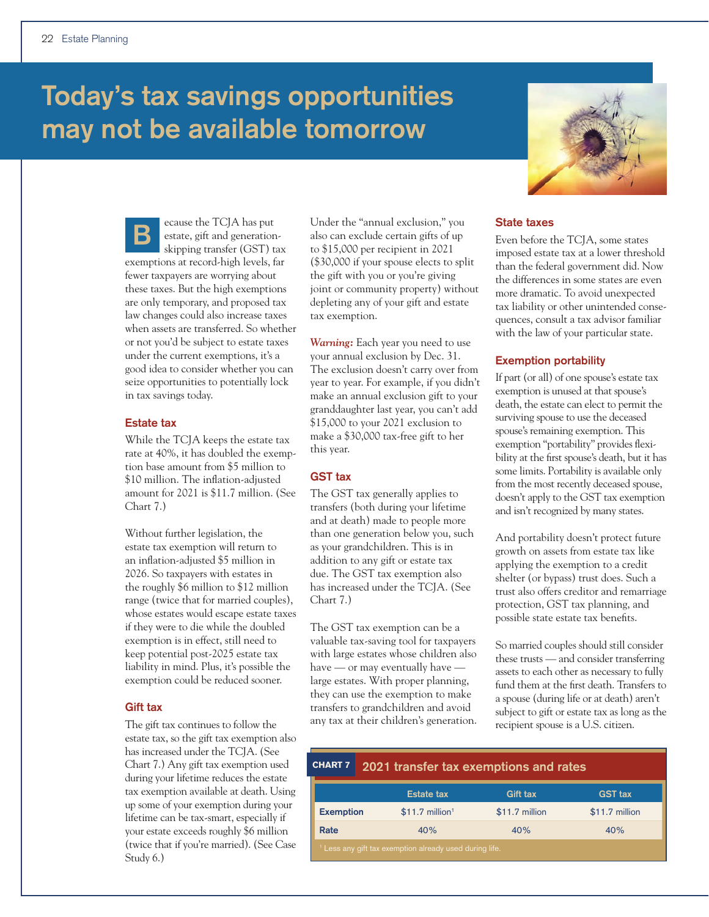# Today's tax savings opportunities may not be available tomorrow

Because the TCJA has put estate, gift and generation-skipping transfer (GST) tax exemptions at record-high levels, far fewer taxpayers are worrying about these taxes. But the high exemptions are only temporary, and proposed tax law changes could also increase taxes when assets are transferred. So whether or not you'd be subject to estate taxes under the current exemptions, it's a good idea to consider whether you can seize opportunities to potentially lock in tax savings today.

### Estate tax

While the TCJA keeps the estate tax rate at 40%, it has doubled the exemption base amount from $5 million to $10 million. The inflation-adjusted amount for 2021 is $11.7 million. (See Chart 7.)

Without further legislation, the estate tax exemption will return to an inflation-adjusted $5 million in 2026. So taxpayers with estates in the roughly $6 million to $12 million range (twice that for married couples), whose estates would escape estate taxes if they were to die while the doubled exemption is in effect, still need to keep potential post-2025 estate tax liability in mind. Plus, it's possible the exemption could be reduced sooner.

### Gift tax

The gift tax continues to follow the estate tax, so the gift tax exemption also has increased under the TCJA. (See Chart 7.) Any gift tax exemption used during your lifetime reduces the estate tax exemption available at death. Using up some of your exemption during your lifetime can be tax-smart, especially if your estate exceeds roughly $6 million (twice that if you're married). (See Case Study 6.)

Under the "annual exclusion," you also can exclude certain gifts of up to $15,000 per recipient in 2021 ($30,000 if your spouse elects to split the gift with you or you're giving joint or community property) without depleting any of your gift and estate tax exemption.

***Warning:*** Each year you need to use your annual exclusion by Dec. 31. The exclusion doesn't carry over from year to year. For example, if you didn't make an annual exclusion gift to your granddaughter last year, you can't add $15,000 to your 2021 exclusion to make a $30,000 tax-free gift to her this year.

### GST tax

The GST tax generally applies to transfers (both during your lifetime and at death) made to people more than one generation below you, such as your grandchildren. This is in addition to any gift or estate tax due. The GST tax exemption also has increased under the TCJA. (See Chart 7.)

The GST tax exemption can be a valuable tax-saving tool for taxpayers with large estates whose children also have — or may eventually have — large estates. With proper planning, they can use the exemption to make transfers to grandchildren and avoid any tax at their children's generation.

### State taxes

Even before the TCJA, some states imposed estate tax at a lower threshold than the federal government did. Now the differences in some states are even more dramatic. To avoid unexpected tax liability or other unintended consequences, consult a tax advisor familiar with the law of your particular state.

### Exemption portability

If part (or all) of one spouse's estate tax exemption is unused at that spouse's death, the estate can elect to permit the surviving spouse to use the deceased spouse's remaining exemption. This exemption "portability" provides flexibility at the first spouse's death, but it has some limits. Portability is available only from the most recently deceased spouse, doesn't apply to the GST tax exemption and isn't recognized by many states.

And portability doesn't protect future growth on assets from estate tax like applying the exemption to a credit shelter (or bypass) trust does. Such a trust also offers creditor and remarriage protection, GST tax planning, and possible state estate tax benefits.

So married couples should still consider these trusts — and consider transferring assets to each other as necessary to fully fund them at the first death. Transfers to a spouse (during life or at death) aren't subject to gift or estate tax as long as the recipient spouse is a U.S. citizen.

**CHART 7 2021 transfer tax exemptions and rates**

| | Estate tax | Gift tax | GST tax |
|---|---|---|---|
| **Exemption** | $11.7 million[1] | $11.7 million | $11.7 million |
| **Rate** | 40% | 40% | 40% |

[1] Less any gift tax exemption already used during life.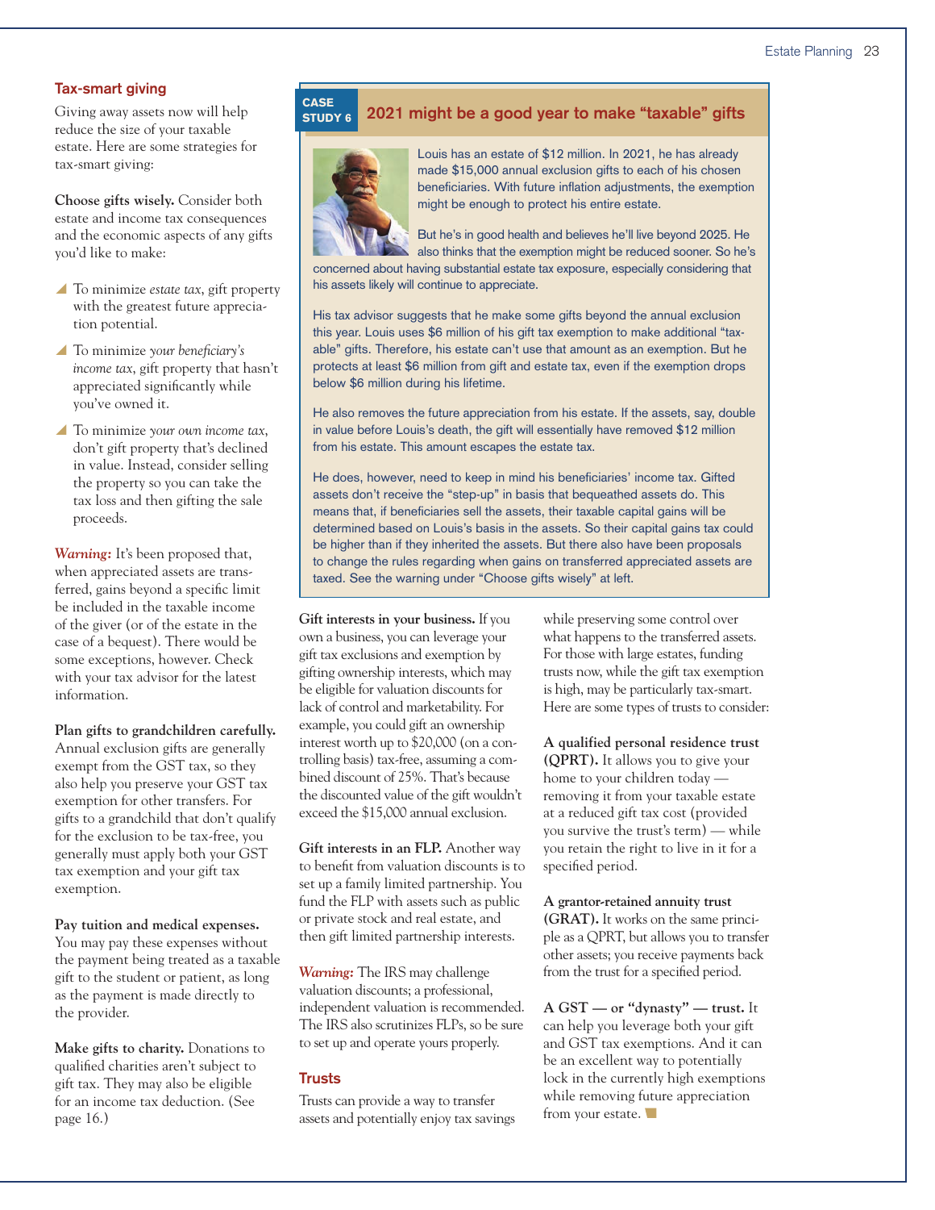## Tax-smart giving

Giving away assets now will help reduce the size of your taxable estate. Here are some strategies for tax-smart giving:

**Choose gifts wisely.** Consider both estate and income tax consequences and the economic aspects of any gifts you'd like to make:

- To minimize *estate tax*, gift property with the greatest future appreciation potential.
- To minimize *your beneficiary's income tax*, gift property that hasn't appreciated significantly while you've owned it.
- To minimize *your own income tax*, don't gift property that's declined in value. Instead, consider selling the property so you can take the tax loss and then gifting the sale proceeds.

*Warning:* It's been proposed that, when appreciated assets are transferred, gains beyond a specific limit be included in the taxable income of the giver (or of the estate in the case of a bequest). There would be some exceptions, however. Check with your tax advisor for the latest information.

**Plan gifts to grandchildren carefully.** Annual exclusion gifts are generally exempt from the GST tax, so they also help you preserve your GST tax exemption for other transfers. For gifts to a grandchild that don't qualify for the exclusion to be tax-free, you generally must apply both your GST tax exemption and your gift tax exemption.

**Pay tuition and medical expenses.** You may pay these expenses without the payment being treated as a taxable gift to the student or patient, as long as the payment is made directly to the provider.

**Make gifts to charity.** Donations to qualified charities aren't subject to gift tax. They may also be eligible for an income tax deduction. (See page 16.)

### CASE STUDY 6: 2021 might be a good year to make "taxable" gifts

Louis has an estate of $12 million. In 2021, he has already made $15,000 annual exclusion gifts to each of his chosen beneficiaries. With future inflation adjustments, the exemption might be enough to protect his entire estate.

But he's in good health and believes he'll live beyond 2025. He also thinks that the exemption might be reduced sooner. So he's concerned about having substantial estate tax exposure, especially considering that his assets likely will continue to appreciate.

His tax advisor suggests that he make some gifts beyond the annual exclusion this year. Louis uses $6 million of his gift tax exemption to make additional "taxable" gifts. Therefore, his estate can't use that amount as an exemption. But he protects at least $6 million from gift and estate tax, even if the exemption drops below $6 million during his lifetime.

He also removes the future appreciation from his estate. If the assets, say, double in value before Louis's death, the gift will essentially have removed $12 million from his estate. This amount escapes the estate tax.

He does, however, need to keep in mind his beneficiaries' income tax. Gifted assets don't receive the "step-up" in basis that bequeathed assets do. This means that, if beneficiaries sell the assets, their taxable capital gains will be determined based on Louis's basis in the assets. So their capital gains tax could be higher than if they inherited the assets. But there also have been proposals to change the rules regarding when gains on transferred appreciated assets are taxed. See the warning under "Choose gifts wisely" at left.

**Gift interests in your business.** If you own a business, you can leverage your gift tax exclusions and exemption by gifting ownership interests, which may be eligible for valuation discounts for lack of control and marketability. For example, you could gift an ownership interest worth up to $20,000 (on a controlling basis) tax-free, assuming a combined discount of 25%. That's because the discounted value of the gift wouldn't exceed the $15,000 annual exclusion.

**Gift interests in an FLP.** Another way to benefit from valuation discounts is to set up a family limited partnership. You fund the FLP with assets such as public or private stock and real estate, and then gift limited partnership interests.

*Warning:* The IRS may challenge valuation discounts; a professional, independent valuation is recommended. The IRS also scrutinizes FLPs, so be sure to set up and operate yours properly.

## Trusts

Trusts can provide a way to transfer assets and potentially enjoy tax savings while preserving some control over what happens to the transferred assets. For those with large estates, funding trusts now, while the gift tax exemption is high, may be particularly tax-smart. Here are some types of trusts to consider:

**A qualified personal residence trust (QPRT).** It allows you to give your home to your children today — removing it from your taxable estate at a reduced gift tax cost (provided you survive the trust's term) — while you retain the right to live in it for a specified period.

**A grantor-retained annuity trust (GRAT).** It works on the same principle as a QPRT, but allows you to transfer other assets; you receive payments back from the trust for a specified period.

**A GST — or "dynasty" — trust.** It can help you leverage both your gift and GST tax exemptions. And it can be an excellent way to potentially lock in the currently high exemptions while removing future appreciation from your estate.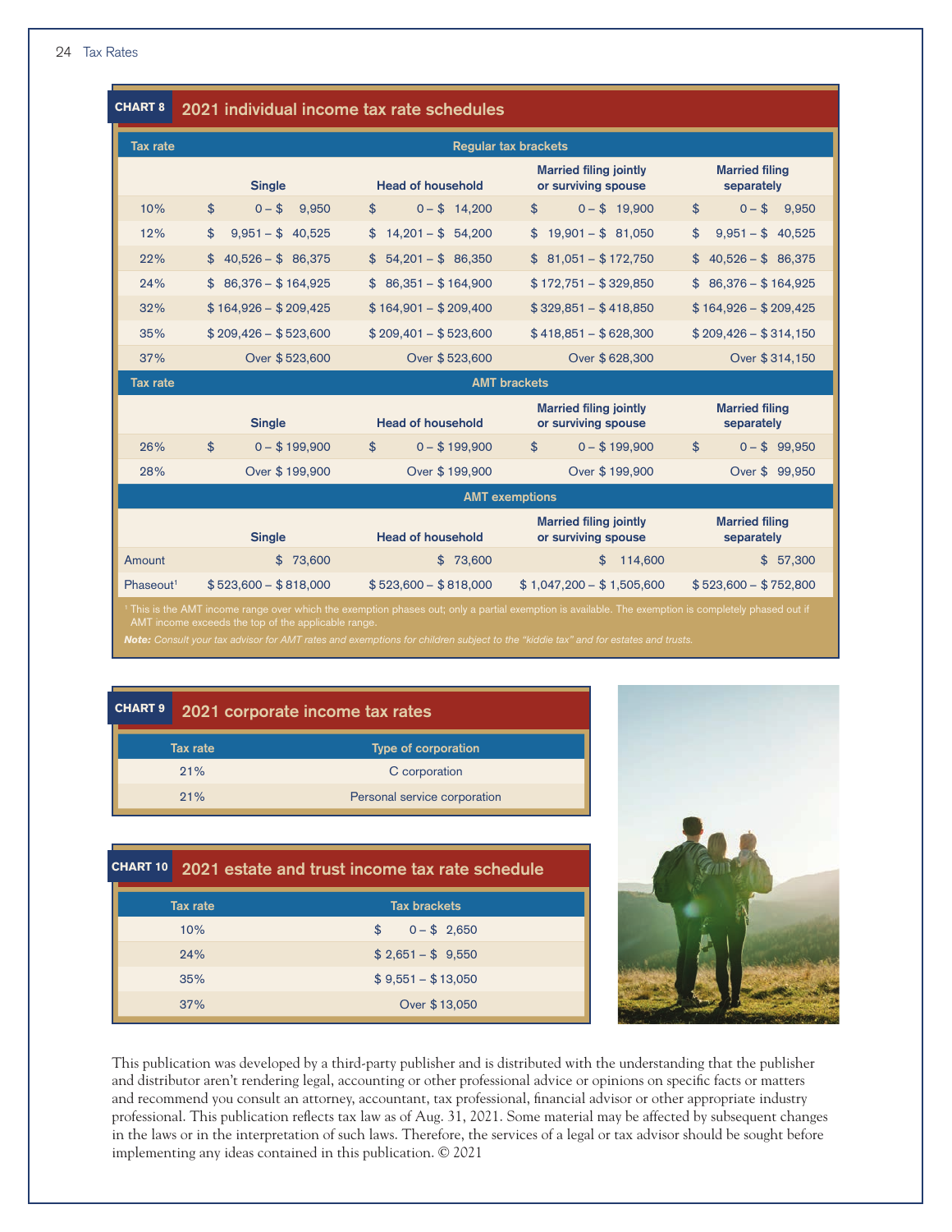## CHART 8 2021 individual income tax rate schedules

| Tax rate | Single | Head of household | Married filing jointly or surviving spouse | Married filing separately |
|---|---|---|---|---|
| **Regular tax brackets** | | | | |
| 10% | $ 0 – $ 9,950 | $ 0 – $ 14,200 | $ 0 – $ 19,900 | $ 0 – $ 9,950 |
| 12% | $ 9,951 – $ 40,525 | $ 14,201 – $ 54,200 | $ 19,901 – $ 81,050 | $ 9,951 – $ 40,525 |
| 22% | $ 40,526 – $ 86,375 | $ 54,201 – $ 86,350 | $ 81,051 – $ 172,750 | $ 40,526 – $ 86,375 |
| 24% | $ 86,376 – $ 164,925 | $ 86,351 – $ 164,900 | $ 172,751 – $ 329,850 | $ 86,376 – $ 164,925 |
| 32% | $ 164,926 – $ 209,425 | $ 164,901 – $ 209,400 | $ 329,851 – $ 418,850 | $ 164,926 – $ 209,425 |
| 35% | $ 209,426 – $ 523,600 | $ 209,401 – $ 523,600 | $ 418,851 – $ 628,300 | $ 209,426 – $ 314,150 |
| 37% | Over $ 523,600 | Over $ 523,600 | Over $ 628,300 | Over $ 314,150 |
| **AMT brackets** | | | | |
| 26% | $ 0 – $ 199,900 | $ 0 – $ 199,900 | $ 0 – $ 199,900 | $ 0 – $ 99,950 |
| 28% | Over $ 199,900 | Over $ 199,900 | Over $ 199,900 | Over $ 99,950 |
| **AMT exemptions** | | | | |
| Amount | $ 73,600 | $ 73,600 | $ 114,600 | $ 57,300 |
| Phaseout[1] | $ 523,600 – $ 818,000 | $ 523,600 – $ 818,000 | $ 1,047,200 – $ 1,505,600 | $ 523,600 – $ 752,800 |

[1] This is the AMT income range over which the exemption phases out; only a partial exemption is available. The exemption is completely phased out if AMT income exceeds the top of the applicable range.

***Note:*** *Consult your tax advisor for AMT rates and exemptions for children subject to the "kiddie tax" and for estates and trusts.*

## CHART 9 2021 corporate income tax rates

| Tax rate | Type of corporation |
|---|---|
| 21% | C corporation |
| 21% | Personal service corporation |

## CHART 10 2021 estate and trust income tax rate schedule

| Tax rate | Tax brackets |
|---|---|
| 10% | $ 0 – $ 2,650 |
| 24% | $ 2,651 – $ 9,550 |
| 35% | $ 9,551 – $ 13,050 |
| 37% | Over $ 13,050 |

This publication was developed by a third-party publisher and is distributed with the understanding that the publisher and distributor aren't rendering legal, accounting or other professional advice or opinions on specific facts or matters and recommend you consult an attorney, accountant, tax professional, financial advisor or other appropriate industry professional. This publication reflects tax law as of Aug. 31, 2021. Some material may be affected by subsequent changes in the laws or in the interpretation of such laws. Therefore, the services of a legal or tax advisor should be sought before implementing any ideas contained in this publication. © 2021